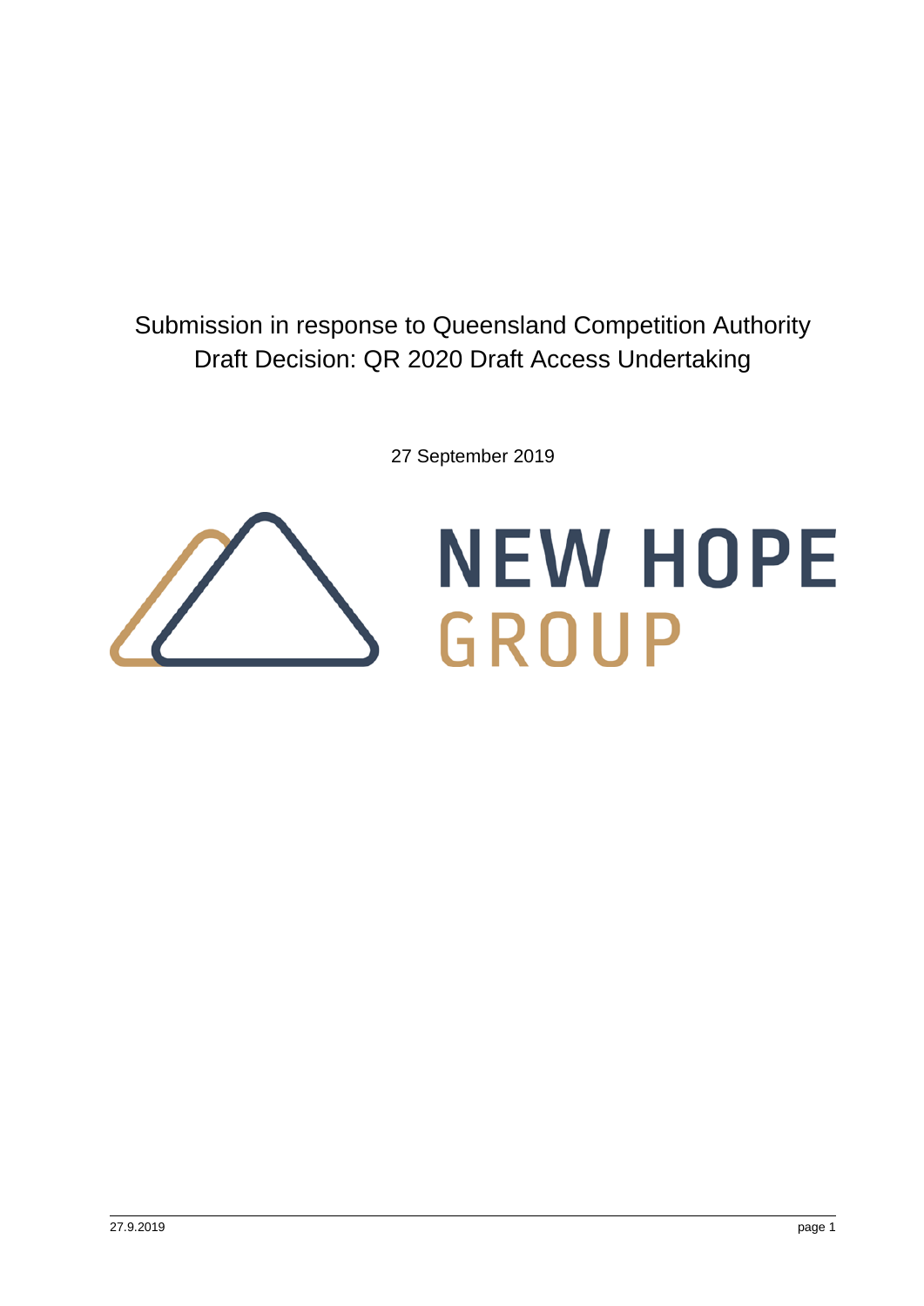# Submission in response to Queensland Competition Authority Draft Decision: QR 2020 Draft Access Undertaking

27 September 2019

NEW HOPE GROUP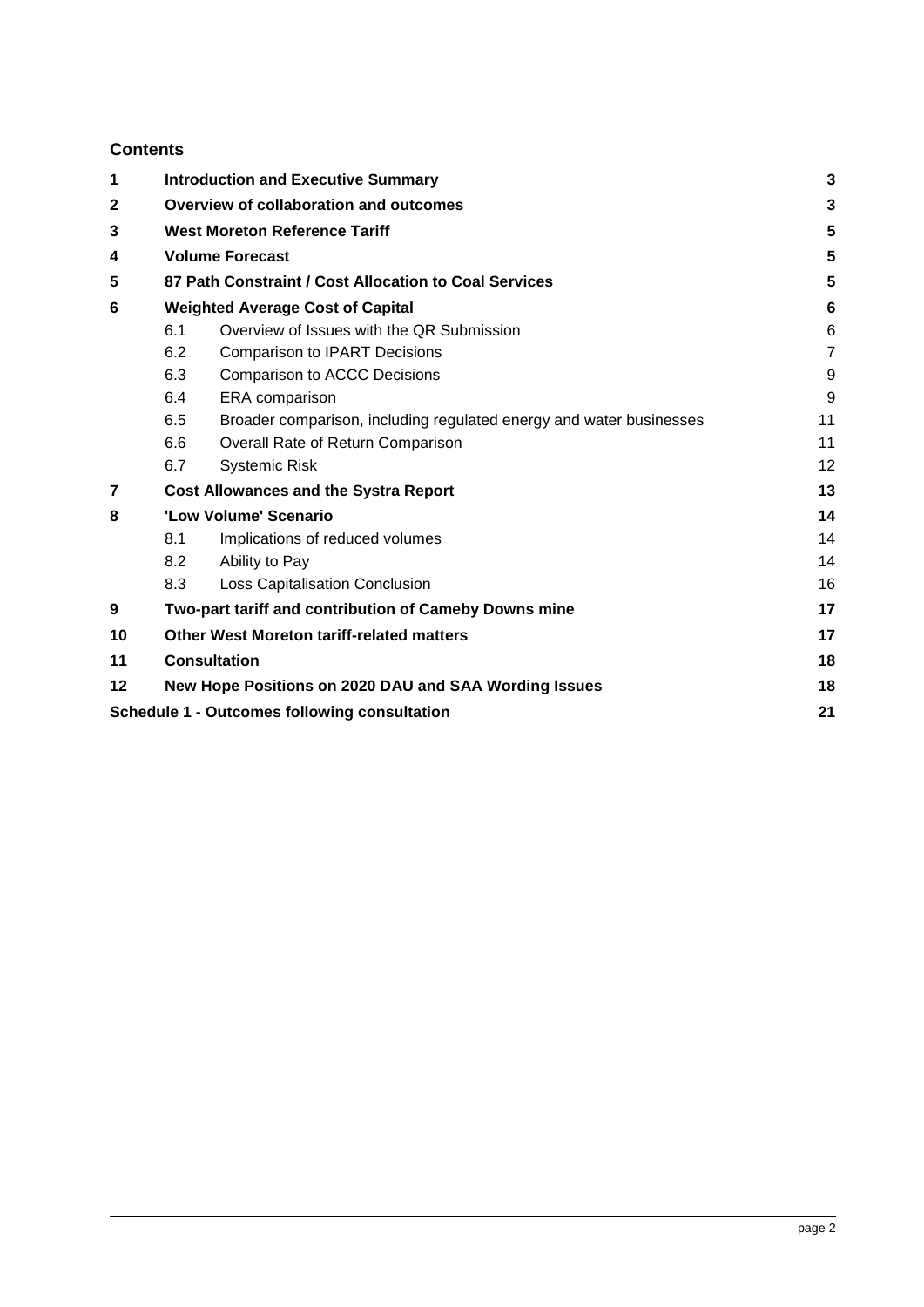## Contents

| | | | |
|---|---|---|---|
| **1** | **Introduction and Executive Summary** | | **3** |
| **2** | **Overview of collaboration and outcomes** | | **3** |
| **3** | **West Moreton Reference Tariff** | | **5** |
| **4** | **Volume Forecast** | | **5** |
| **5** | **87 Path Constraint / Cost Allocation to Coal Services** | | **5** |
| **6** | **Weighted Average Cost of Capital** | | **6** |
| | 6.1 | Overview of Issues with the QR Submission | 6 |
| | 6.2 | Comparison to IPART Decisions | 7 |
| | 6.3 | Comparison to ACCC Decisions | 9 |
| | 6.4 | ERA comparison | 9 |
| | 6.5 | Broader comparison, including regulated energy and water businesses | 11 |
| | 6.6 | Overall Rate of Return Comparison | 11 |
| | 6.7 | Systemic Risk | 12 |
| **7** | **Cost Allowances and the Systra Report** | | **13** |
| **8** | **'Low Volume' Scenario** | | **14** |
| | 8.1 | Implications of reduced volumes | 14 |
| | 8.2 | Ability to Pay | 14 |
| | 8.3 | Loss Capitalisation Conclusion | 16 |
| **9** | **Two-part tariff and contribution of Cameby Downs mine** | | **17** |
| **10** | **Other West Moreton tariff-related matters** | | **17** |
| **11** | **Consultation** | | **18** |
| **12** | **New Hope Positions on 2020 DAU and SAA Wording Issues** | | **18** |
| **Schedule 1 - Outcomes following consultation** | | | **21** |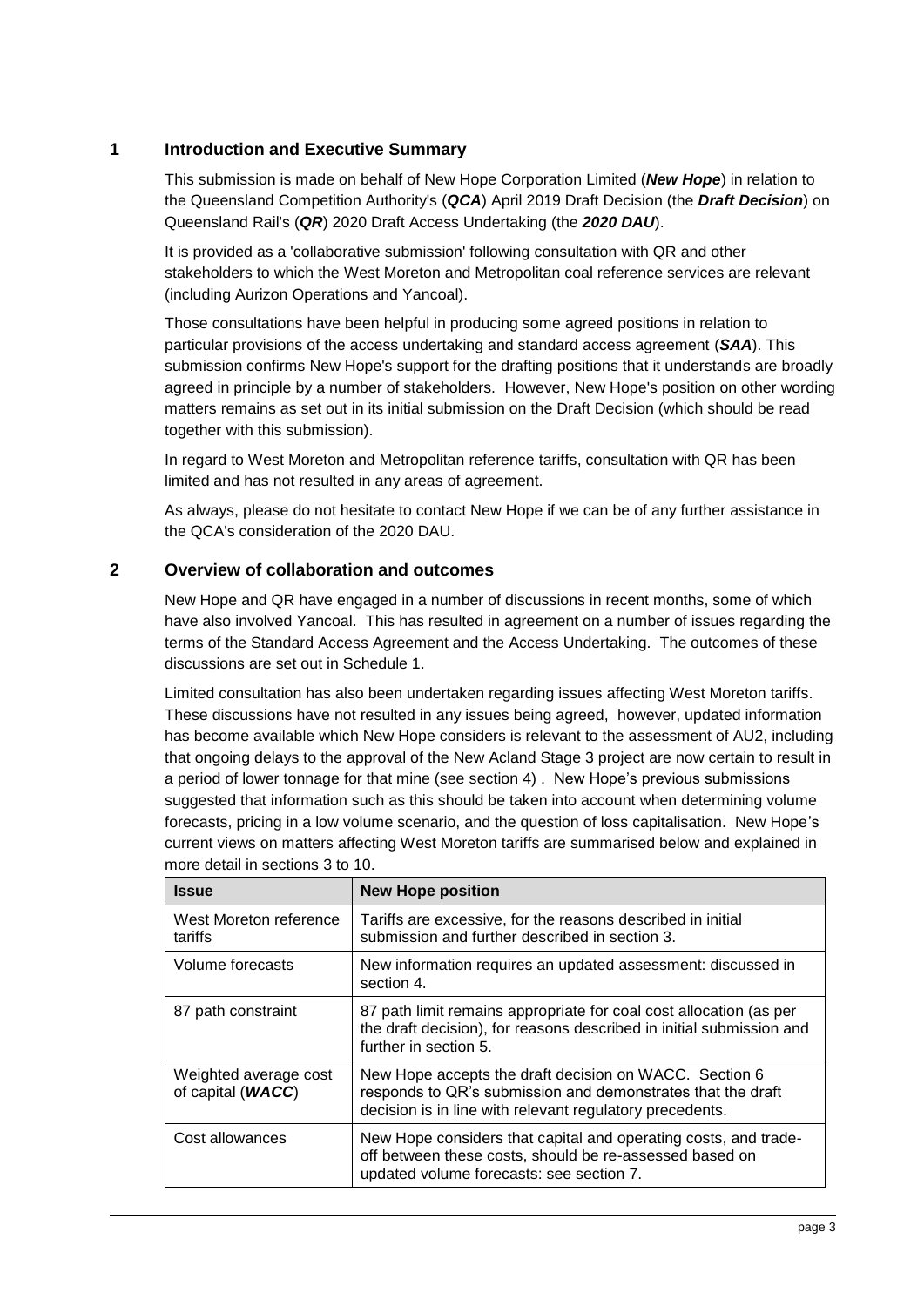## 1 Introduction and Executive Summary

This submission is made on behalf of New Hope Corporation Limited (***New Hope***) in relation to the Queensland Competition Authority's (***QCA***) April 2019 Draft Decision (the ***Draft Decision***) on Queensland Rail's (***QR***) 2020 Draft Access Undertaking (the ***2020 DAU***).

It is provided as a 'collaborative submission' following consultation with QR and other stakeholders to which the West Moreton and Metropolitan coal reference services are relevant (including Aurizon Operations and Yancoal).

Those consultations have been helpful in producing some agreed positions in relation to particular provisions of the access undertaking and standard access agreement (***SAA***). This submission confirms New Hope's support for the drafting positions that it understands are broadly agreed in principle by a number of stakeholders. However, New Hope's position on other wording matters remains as set out in its initial submission on the Draft Decision (which should be read together with this submission).

In regard to West Moreton and Metropolitan reference tariffs, consultation with QR has been limited and has not resulted in any areas of agreement.

As always, please do not hesitate to contact New Hope if we can be of any further assistance in the QCA's consideration of the 2020 DAU.

## 2 Overview of collaboration and outcomes

New Hope and QR have engaged in a number of discussions in recent months, some of which have also involved Yancoal. This has resulted in agreement on a number of issues regarding the terms of the Standard Access Agreement and the Access Undertaking. The outcomes of these discussions are set out in Schedule 1.

Limited consultation has also been undertaken regarding issues affecting West Moreton tariffs. These discussions have not resulted in any issues being agreed, however, updated information has become available which New Hope considers is relevant to the assessment of AU2, including that ongoing delays to the approval of the New Acland Stage 3 project are now certain to result in a period of lower tonnage for that mine (see section 4) . New Hope's previous submissions suggested that information such as this should be taken into account when determining volume forecasts, pricing in a low volume scenario, and the question of loss capitalisation. New Hope's current views on matters affecting West Moreton tariffs are summarised below and explained in more detail in sections 3 to 10.

| Issue | New Hope position |
|---|---|
| West Moreton reference tariffs | Tariffs are excessive, for the reasons described in initial submission and further described in section 3. |
| Volume forecasts | New information requires an updated assessment: discussed in section 4. |
| 87 path constraint | 87 path limit remains appropriate for coal cost allocation (as per the draft decision), for reasons described in initial submission and further in section 5. |
| Weighted average cost of capital (***WACC***) | New Hope accepts the draft decision on WACC. Section 6 responds to QR's submission and demonstrates that the draft decision is in line with relevant regulatory precedents. |
| Cost allowances | New Hope considers that capital and operating costs, and trade-off between these costs, should be re-assessed based on updated volume forecasts: see section 7. |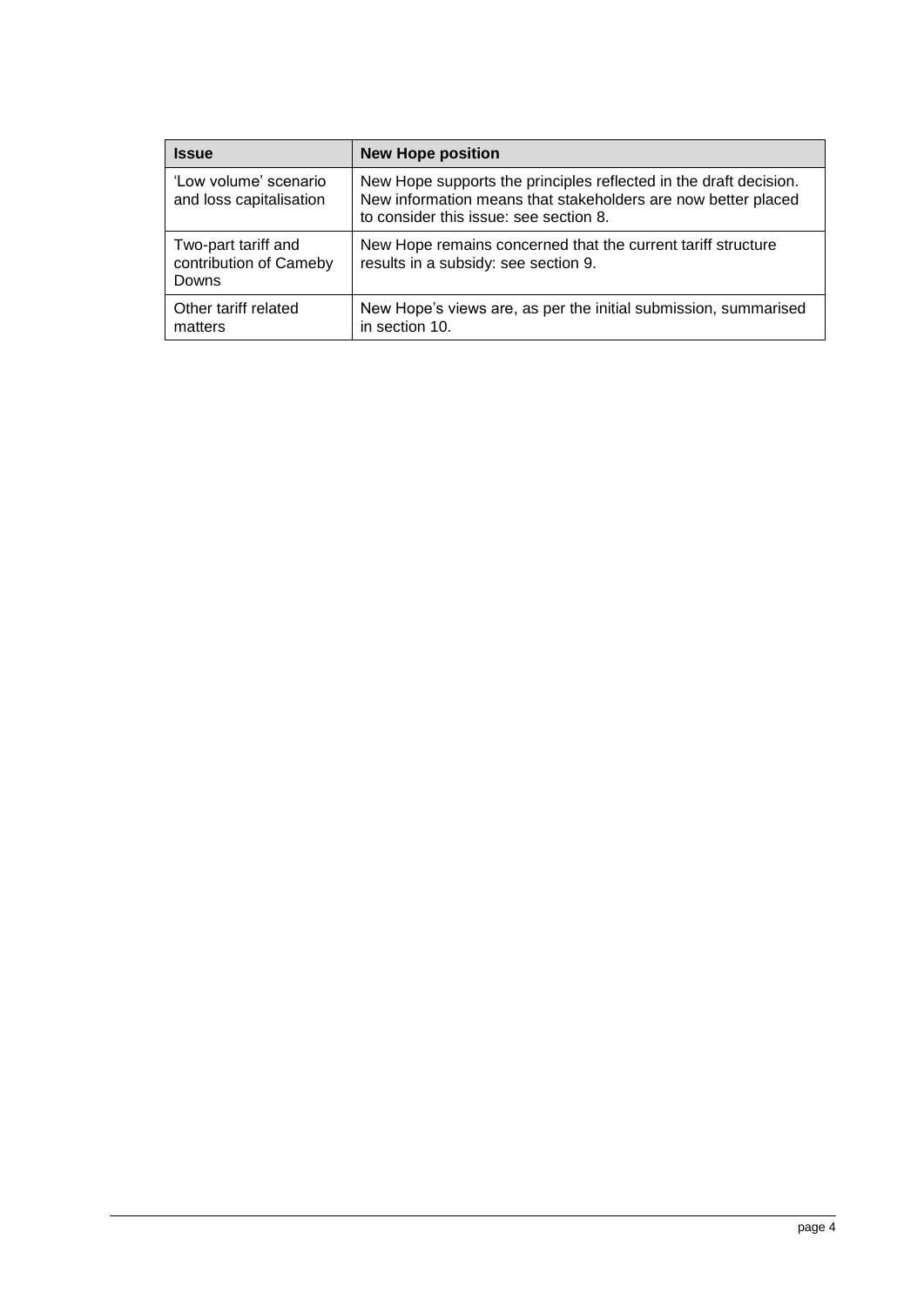| Issue | New Hope position |
| --- | --- |
| 'Low volume' scenario and loss capitalisation | New Hope supports the principles reflected in the draft decision. New information means that stakeholders are now better placed to consider this issue: see section 8. |
| Two-part tariff and contribution of Cameby Downs | New Hope remains concerned that the current tariff structure results in a subsidy: see section 9. |
| Other tariff related matters | New Hope's views are, as per the initial submission, summarised in section 10. |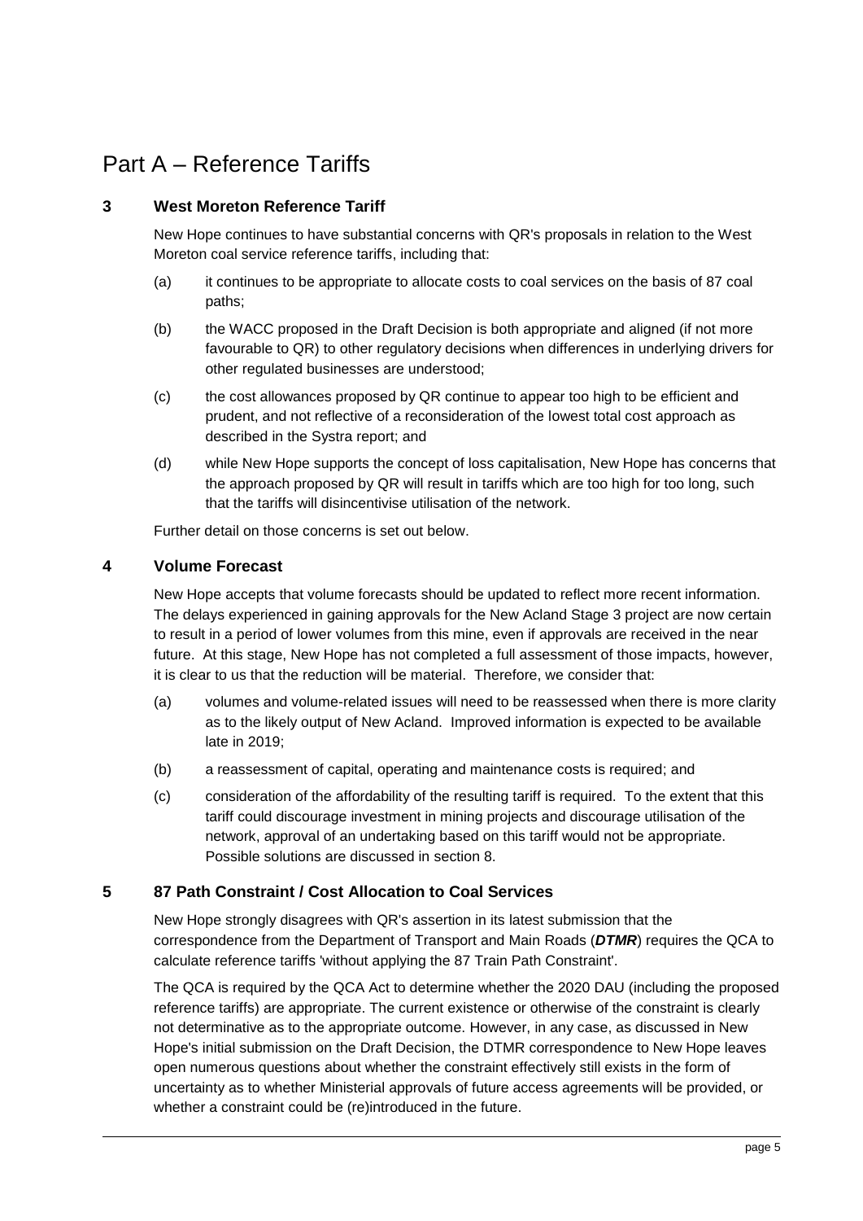# Part A – Reference Tariffs

## 3 West Moreton Reference Tariff

New Hope continues to have substantial concerns with QR's proposals in relation to the West Moreton coal service reference tariffs, including that:

(a) it continues to be appropriate to allocate costs to coal services on the basis of 87 coal paths;

(b) the WACC proposed in the Draft Decision is both appropriate and aligned (if not more favourable to QR) to other regulatory decisions when differences in underlying drivers for other regulated businesses are understood;

(c) the cost allowances proposed by QR continue to appear too high to be efficient and prudent, and not reflective of a reconsideration of the lowest total cost approach as described in the Systra report; and

(d) while New Hope supports the concept of loss capitalisation, New Hope has concerns that the approach proposed by QR will result in tariffs which are too high for too long, such that the tariffs will disincentivise utilisation of the network.

Further detail on those concerns is set out below.

## 4 Volume Forecast

New Hope accepts that volume forecasts should be updated to reflect more recent information. The delays experienced in gaining approvals for the New Acland Stage 3 project are now certain to result in a period of lower volumes from this mine, even if approvals are received in the near future. At this stage, New Hope has not completed a full assessment of those impacts, however, it is clear to us that the reduction will be material. Therefore, we consider that:

(a) volumes and volume-related issues will need to be reassessed when there is more clarity as to the likely output of New Acland. Improved information is expected to be available late in 2019;

(b) a reassessment of capital, operating and maintenance costs is required; and

(c) consideration of the affordability of the resulting tariff is required. To the extent that this tariff could discourage investment in mining projects and discourage utilisation of the network, approval of an undertaking based on this tariff would not be appropriate. Possible solutions are discussed in section 8.

## 5 87 Path Constraint / Cost Allocation to Coal Services

New Hope strongly disagrees with QR's assertion in its latest submission that the correspondence from the Department of Transport and Main Roads (***DTMR***) requires the QCA to calculate reference tariffs 'without applying the 87 Train Path Constraint'.

The QCA is required by the QCA Act to determine whether the 2020 DAU (including the proposed reference tariffs) are appropriate. The current existence or otherwise of the constraint is clearly not determinative as to the appropriate outcome. However, in any case, as discussed in New Hope's initial submission on the Draft Decision, the DTMR correspondence to New Hope leaves open numerous questions about whether the constraint effectively still exists in the form of uncertainty as to whether Ministerial approvals of future access agreements will be provided, or whether a constraint could be (re)introduced in the future.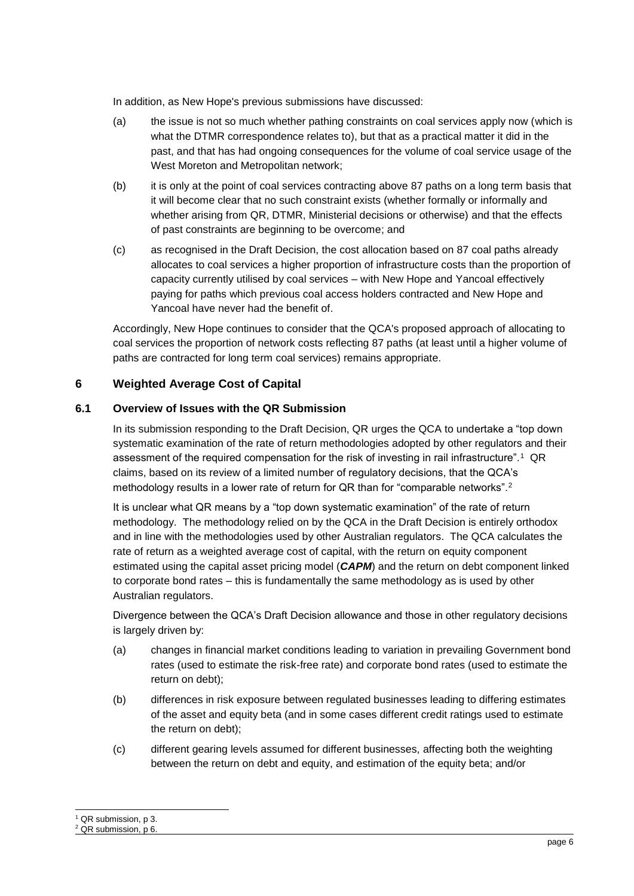In addition, as New Hope's previous submissions have discussed:

(a) the issue is not so much whether pathing constraints on coal services apply now (which is what the DTMR correspondence relates to), but that as a practical matter it did in the past, and that has had ongoing consequences for the volume of coal service usage of the West Moreton and Metropolitan network;

(b) it is only at the point of coal services contracting above 87 paths on a long term basis that it will become clear that no such constraint exists (whether formally or informally and whether arising from QR, DTMR, Ministerial decisions or otherwise) and that the effects of past constraints are beginning to be overcome; and

(c) as recognised in the Draft Decision, the cost allocation based on 87 coal paths already allocates to coal services a higher proportion of infrastructure costs than the proportion of capacity currently utilised by coal services – with New Hope and Yancoal effectively paying for paths which previous coal access holders contracted and New Hope and Yancoal have never had the benefit of.

Accordingly, New Hope continues to consider that the QCA's proposed approach of allocating to coal services the proportion of network costs reflecting 87 paths (at least until a higher volume of paths are contracted for long term coal services) remains appropriate.

## 6 Weighted Average Cost of Capital

### 6.1 Overview of Issues with the QR Submission

In its submission responding to the Draft Decision, QR urges the QCA to undertake a "top down systematic examination of the rate of return methodologies adopted by other regulators and their assessment of the required compensation for the risk of investing in rail infrastructure".[1] QR claims, based on its review of a limited number of regulatory decisions, that the QCA's methodology results in a lower rate of return for QR than for "comparable networks".[2]

It is unclear what QR means by a "top down systematic examination" of the rate of return methodology. The methodology relied on by the QCA in the Draft Decision is entirely orthodox and in line with the methodologies used by other Australian regulators. The QCA calculates the rate of return as a weighted average cost of capital, with the return on equity component estimated using the capital asset pricing model (***CAPM***) and the return on debt component linked to corporate bond rates – this is fundamentally the same methodology as is used by other Australian regulators.

Divergence between the QCA's Draft Decision allowance and those in other regulatory decisions is largely driven by:

(a) changes in financial market conditions leading to variation in prevailing Government bond rates (used to estimate the risk-free rate) and corporate bond rates (used to estimate the return on debt);

(b) differences in risk exposure between regulated businesses leading to differing estimates of the asset and equity beta (and in some cases different credit ratings used to estimate the return on debt);

(c) different gearing levels assumed for different businesses, affecting both the weighting between the return on debt and equity, and estimation of the equity beta; and/or

[1] QR submission, p 3.

[2] QR submission, p 6.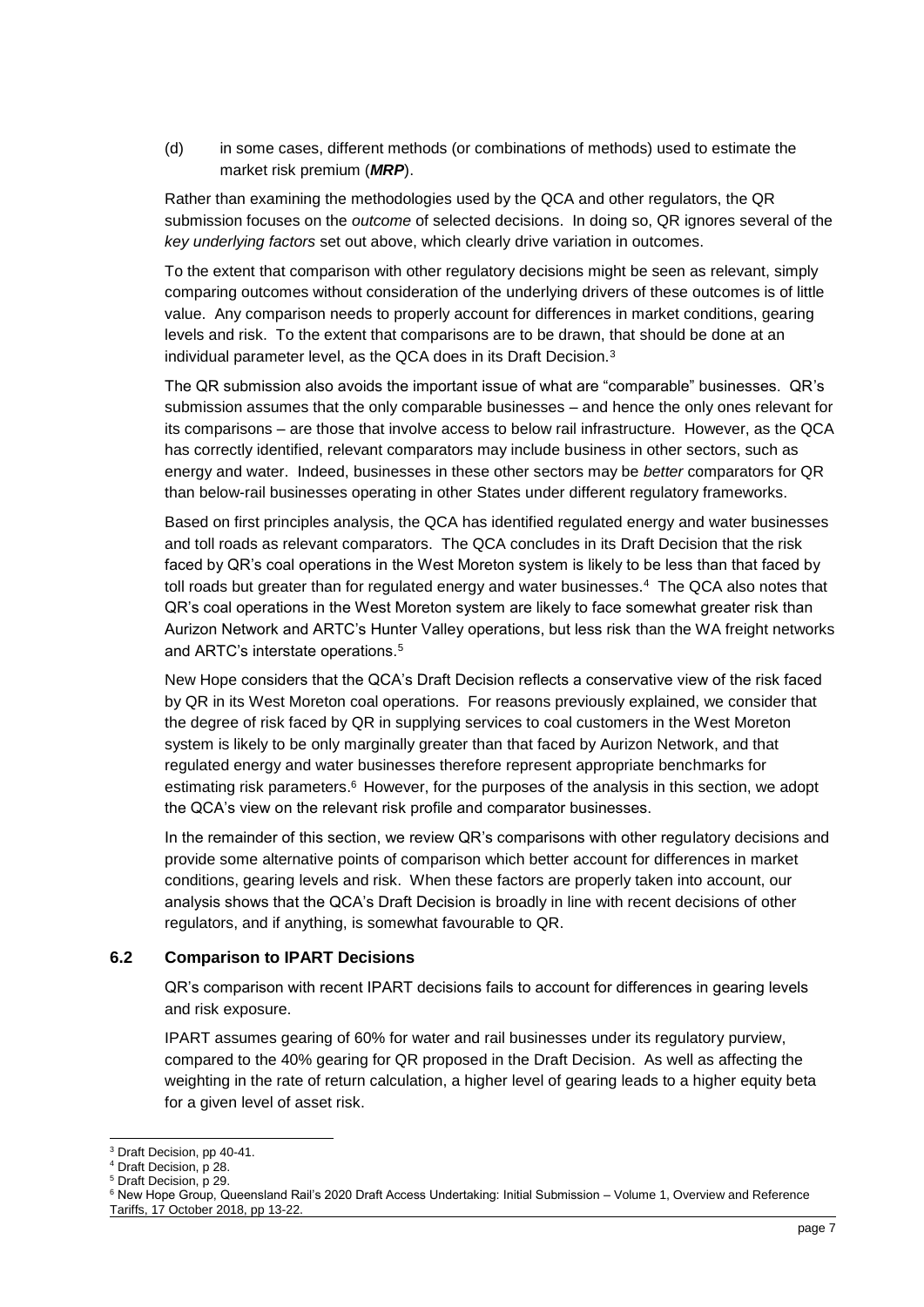(d) in some cases, different methods (or combinations of methods) used to estimate the market risk premium (***MRP***).

Rather than examining the methodologies used by the QCA and other regulators, the QR submission focuses on the *outcome* of selected decisions. In doing so, QR ignores several of the *key underlying factors* set out above, which clearly drive variation in outcomes.

To the extent that comparison with other regulatory decisions might be seen as relevant, simply comparing outcomes without consideration of the underlying drivers of these outcomes is of little value. Any comparison needs to properly account for differences in market conditions, gearing levels and risk. To the extent that comparisons are to be drawn, that should be done at an individual parameter level, as the QCA does in its Draft Decision.[3]

The QR submission also avoids the important issue of what are "comparable" businesses. QR's submission assumes that the only comparable businesses – and hence the only ones relevant for its comparisons – are those that involve access to below rail infrastructure. However, as the QCA has correctly identified, relevant comparators may include business in other sectors, such as energy and water. Indeed, businesses in these other sectors may be *better* comparators for QR than below-rail businesses operating in other States under different regulatory frameworks.

Based on first principles analysis, the QCA has identified regulated energy and water businesses and toll roads as relevant comparators. The QCA concludes in its Draft Decision that the risk faced by QR's coal operations in the West Moreton system is likely to be less than that faced by toll roads but greater than for regulated energy and water businesses.[4] The QCA also notes that QR's coal operations in the West Moreton system are likely to face somewhat greater risk than Aurizon Network and ARTC's Hunter Valley operations, but less risk than the WA freight networks and ARTC's interstate operations.[5]

New Hope considers that the QCA's Draft Decision reflects a conservative view of the risk faced by QR in its West Moreton coal operations. For reasons previously explained, we consider that the degree of risk faced by QR in supplying services to coal customers in the West Moreton system is likely to be only marginally greater than that faced by Aurizon Network, and that regulated energy and water businesses therefore represent appropriate benchmarks for estimating risk parameters.[6] However, for the purposes of the analysis in this section, we adopt the QCA's view on the relevant risk profile and comparator businesses.

In the remainder of this section, we review QR's comparisons with other regulatory decisions and provide some alternative points of comparison which better account for differences in market conditions, gearing levels and risk. When these factors are properly taken into account, our analysis shows that the QCA's Draft Decision is broadly in line with recent decisions of other regulators, and if anything, is somewhat favourable to QR.

### 6.2 Comparison to IPART Decisions

QR's comparison with recent IPART decisions fails to account for differences in gearing levels and risk exposure.

IPART assumes gearing of 60% for water and rail businesses under its regulatory purview, compared to the 40% gearing for QR proposed in the Draft Decision. As well as affecting the weighting in the rate of return calculation, a higher level of gearing leads to a higher equity beta for a given level of asset risk.

---

[3] Draft Decision, pp 40-41.

[4] Draft Decision, p 28.

[5] Draft Decision, p 29.

[6] New Hope Group, Queensland Rail's 2020 Draft Access Undertaking: Initial Submission – Volume 1, Overview and Reference Tariffs, 17 October 2018, pp 13-22.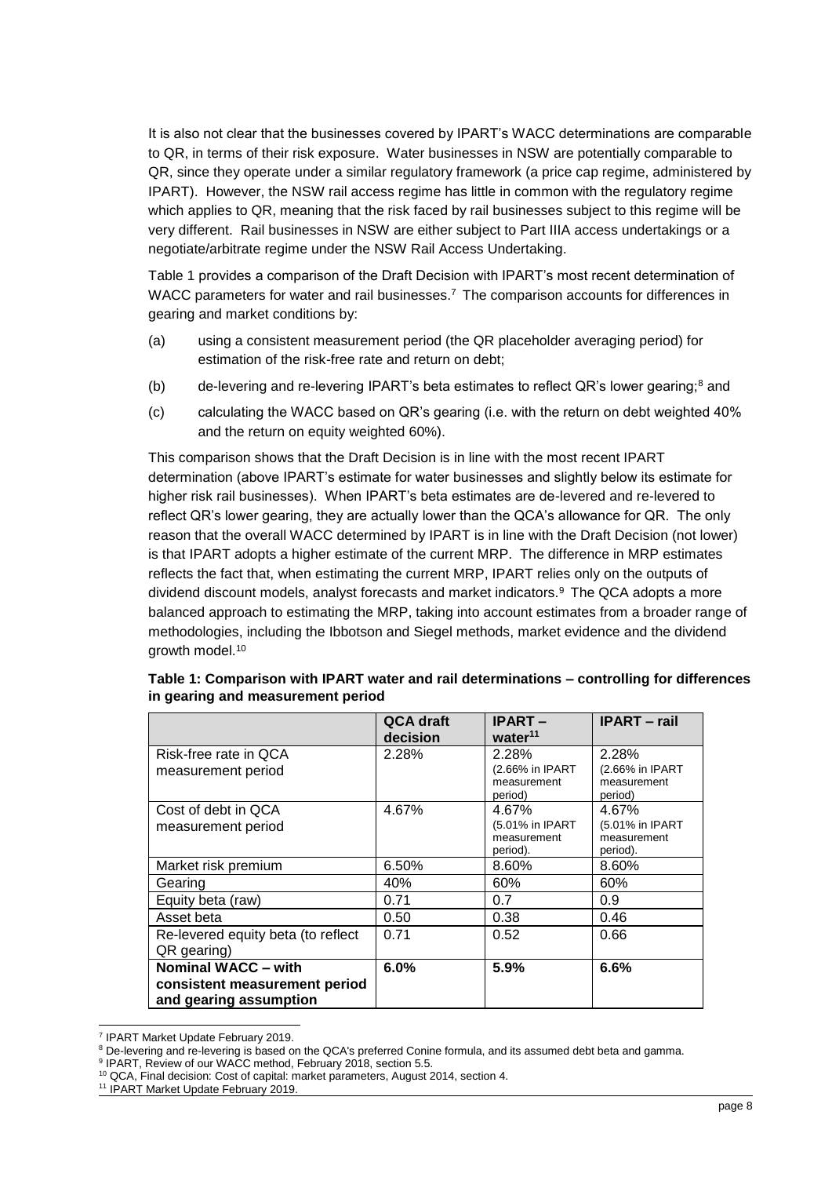It is also not clear that the businesses covered by IPART's WACC determinations are comparable to QR, in terms of their risk exposure. Water businesses in NSW are potentially comparable to QR, since they operate under a similar regulatory framework (a price cap regime, administered by IPART). However, the NSW rail access regime has little in common with the regulatory regime which applies to QR, meaning that the risk faced by rail businesses subject to this regime will be very different. Rail businesses in NSW are either subject to Part IIIA access undertakings or a negotiate/arbitrate regime under the NSW Rail Access Undertaking.

Table 1 provides a comparison of the Draft Decision with IPART's most recent determination of WACC parameters for water and rail businesses.[7] The comparison accounts for differences in gearing and market conditions by:

(a) using a consistent measurement period (the QR placeholder averaging period) for estimation of the risk-free rate and return on debt;

(b) de-levering and re-levering IPART's beta estimates to reflect QR's lower gearing;[8] and

(c) calculating the WACC based on QR's gearing (i.e. with the return on debt weighted 40% and the return on equity weighted 60%).

This comparison shows that the Draft Decision is in line with the most recent IPART determination (above IPART's estimate for water businesses and slightly below its estimate for higher risk rail businesses). When IPART's beta estimates are de-levered and re-levered to reflect QR's lower gearing, they are actually lower than the QCA's allowance for QR. The only reason that the overall WACC determined by IPART is in line with the Draft Decision (not lower) is that IPART adopts a higher estimate of the current MRP. The difference in MRP estimates reflects the fact that, when estimating the current MRP, IPART relies only on the outputs of dividend discount models, analyst forecasts and market indicators.[9] The QCA adopts a more balanced approach to estimating the MRP, taking into account estimates from a broader range of methodologies, including the Ibbotson and Siegel methods, market evidence and the dividend growth model.[10]

**Table 1: Comparison with IPART water and rail determinations – controlling for differences in gearing and measurement period**

| | QCA draft decision | IPART – water[11] | IPART – rail |
|---|---|---|---|
| Risk-free rate in QCA measurement period | 2.28% | 2.28% (2.66% in IPART measurement period) | 2.28% (2.66% in IPART measurement period) |
| Cost of debt in QCA measurement period | 4.67% | 4.67% (5.01% in IPART measurement period). | 4.67% (5.01% in IPART measurement period). |
| Market risk premium | 6.50% | 8.60% | 8.60% |
| Gearing | 40% | 60% | 60% |
| Equity beta (raw) | 0.71 | 0.7 | 0.9 |
| Asset beta | 0.50 | 0.38 | 0.46 |
| Re-levered equity beta (to reflect QR gearing) | 0.71 | 0.52 | 0.66 |
| **Nominal WACC – with consistent measurement period and gearing assumption** | **6.0%** | **5.9%** | **6.6%** |

[7] IPART Market Update February 2019.

[8] De-levering and re-levering is based on the QCA's preferred Conine formula, and its assumed debt beta and gamma.

[9] IPART, Review of our WACC method, February 2018, section 5.5.

[10] QCA, Final decision: Cost of capital: market parameters, August 2014, section 4.

[11] IPART Market Update February 2019.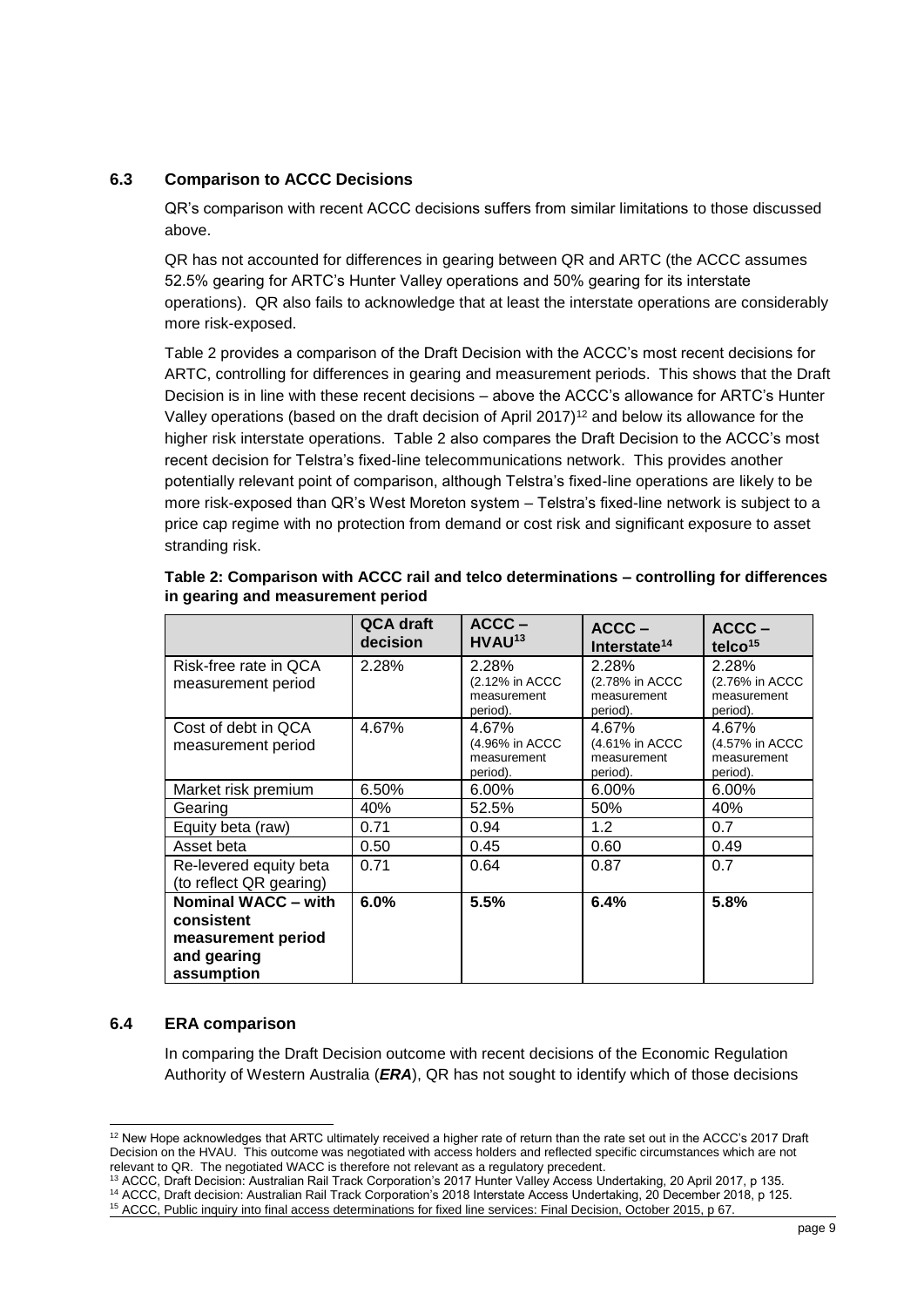### 6.3 Comparison to ACCC Decisions

QR's comparison with recent ACCC decisions suffers from similar limitations to those discussed above.

QR has not accounted for differences in gearing between QR and ARTC (the ACCC assumes 52.5% gearing for ARTC's Hunter Valley operations and 50% gearing for its interstate operations). QR also fails to acknowledge that at least the interstate operations are considerably more risk-exposed.

Table 2 provides a comparison of the Draft Decision with the ACCC's most recent decisions for ARTC, controlling for differences in gearing and measurement periods. This shows that the Draft Decision is in line with these recent decisions – above the ACCC's allowance for ARTC's Hunter Valley operations (based on the draft decision of April 2017)[12] and below its allowance for the higher risk interstate operations. Table 2 also compares the Draft Decision to the ACCC's most recent decision for Telstra's fixed-line telecommunications network. This provides another potentially relevant point of comparison, although Telstra's fixed-line operations are likely to be more risk-exposed than QR's West Moreton system – Telstra's fixed-line network is subject to a price cap regime with no protection from demand or cost risk and significant exposure to asset stranding risk.

**Table 2: Comparison with ACCC rail and telco determinations – controlling for differences in gearing and measurement period**

| | QCA draft decision | ACCC – HVAU[13] | ACCC – Interstate[14] | ACCC – telco[15] |
|---|---|---|---|---|
| Risk-free rate in QCA measurement period | 2.28% | 2.28% (2.12% in ACCC measurement period). | 2.28% (2.78% in ACCC measurement period). | 2.28% (2.76% in ACCC measurement period). |
| Cost of debt in QCA measurement period | 4.67% | 4.67% (4.96% in ACCC measurement period). | 4.67% (4.61% in ACCC measurement period). | 4.67% (4.57% in ACCC measurement period). |
| Market risk premium | 6.50% | 6.00% | 6.00% | 6.00% |
| Gearing | 40% | 52.5% | 50% | 40% |
| Equity beta (raw) | 0.71 | 0.94 | 1.2 | 0.7 |
| Asset beta | 0.50 | 0.45 | 0.60 | 0.49 |
| Re-levered equity beta (to reflect QR gearing) | 0.71 | 0.64 | 0.87 | 0.7 |
| **Nominal WACC – with consistent measurement period and gearing assumption** | **6.0%** | **5.5%** | **6.4%** | **5.8%** |

### 6.4 ERA comparison

In comparing the Draft Decision outcome with recent decisions of the Economic Regulation Authority of Western Australia (***ERA***), QR has not sought to identify which of those decisions

[12] New Hope acknowledges that ARTC ultimately received a higher rate of return than the rate set out in the ACCC's 2017 Draft Decision on the HVAU. This outcome was negotiated with access holders and reflected specific circumstances which are not relevant to QR. The negotiated WACC is therefore not relevant as a regulatory precedent.

[13] ACCC, Draft Decision: Australian Rail Track Corporation's 2017 Hunter Valley Access Undertaking, 20 April 2017, p 135.

[14] ACCC, Draft decision: Australian Rail Track Corporation's 2018 Interstate Access Undertaking, 20 December 2018, p 125.

[15] ACCC, Public inquiry into final access determinations for fixed line services: Final Decision, October 2015, p 67.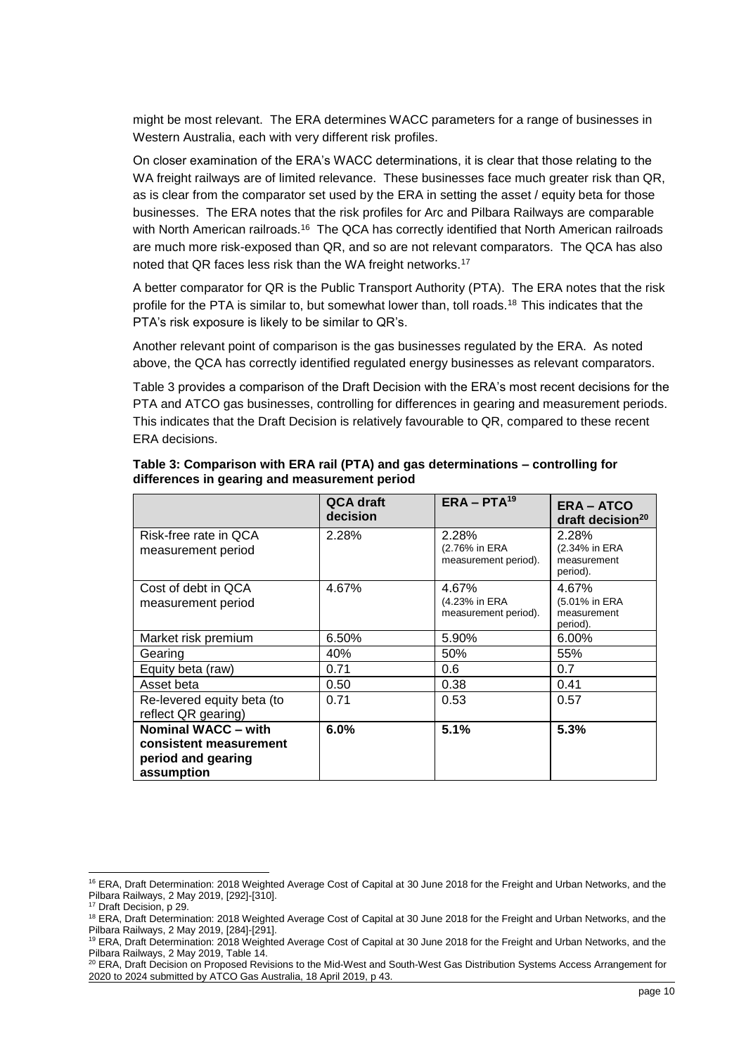might be most relevant. The ERA determines WACC parameters for a range of businesses in Western Australia, each with very different risk profiles.

On closer examination of the ERA's WACC determinations, it is clear that those relating to the WA freight railways are of limited relevance. These businesses face much greater risk than QR, as is clear from the comparator set used by the ERA in setting the asset / equity beta for those businesses. The ERA notes that the risk profiles for Arc and Pilbara Railways are comparable with North American railroads.[16] The QCA has correctly identified that North American railroads are much more risk-exposed than QR, and so are not relevant comparators. The QCA has also noted that QR faces less risk than the WA freight networks.[17]

A better comparator for QR is the Public Transport Authority (PTA). The ERA notes that the risk profile for the PTA is similar to, but somewhat lower than, toll roads.[18] This indicates that the PTA's risk exposure is likely to be similar to QR's.

Another relevant point of comparison is the gas businesses regulated by the ERA. As noted above, the QCA has correctly identified regulated energy businesses as relevant comparators.

Table 3 provides a comparison of the Draft Decision with the ERA's most recent decisions for the PTA and ATCO gas businesses, controlling for differences in gearing and measurement periods. This indicates that the Draft Decision is relatively favourable to QR, compared to these recent ERA decisions.

**Table 3: Comparison with ERA rail (PTA) and gas determinations – controlling for differences in gearing and measurement period**

| | **QCA draft decision** | **ERA – PTA[19]** | **ERA – ATCO draft decision[20]** |
|---|---|---|---|
| Risk-free rate in QCA measurement period | 2.28% | 2.28% (2.76% in ERA measurement period). | 2.28% (2.34% in ERA measurement period). |
| Cost of debt in QCA measurement period | 4.67% | 4.67% (4.23% in ERA measurement period). | 4.67% (5.01% in ERA measurement period). |
| Market risk premium | 6.50% | 5.90% | 6.00% |
| Gearing | 40% | 50% | 55% |
| Equity beta (raw) | 0.71 | 0.6 | 0.7 |
| Asset beta | 0.50 | 0.38 | 0.41 |
| Re-levered equity beta (to reflect QR gearing) | 0.71 | 0.53 | 0.57 |
| **Nominal WACC – with consistent measurement period and gearing assumption** | **6.0%** | **5.1%** | **5.3%** |

[16] ERA, Draft Determination: 2018 Weighted Average Cost of Capital at 30 June 2018 for the Freight and Urban Networks, and the Pilbara Railways, 2 May 2019, [292]-[310].

[17] Draft Decision, p 29.

[18] ERA, Draft Determination: 2018 Weighted Average Cost of Capital at 30 June 2018 for the Freight and Urban Networks, and the Pilbara Railways, 2 May 2019, [284]-[291].

[19] ERA, Draft Determination: 2018 Weighted Average Cost of Capital at 30 June 2018 for the Freight and Urban Networks, and the Pilbara Railways, 2 May 2019, Table 14.

[20] ERA, Draft Decision on Proposed Revisions to the Mid-West and South-West Gas Distribution Systems Access Arrangement for 2020 to 2024 submitted by ATCO Gas Australia, 18 April 2019, p 43.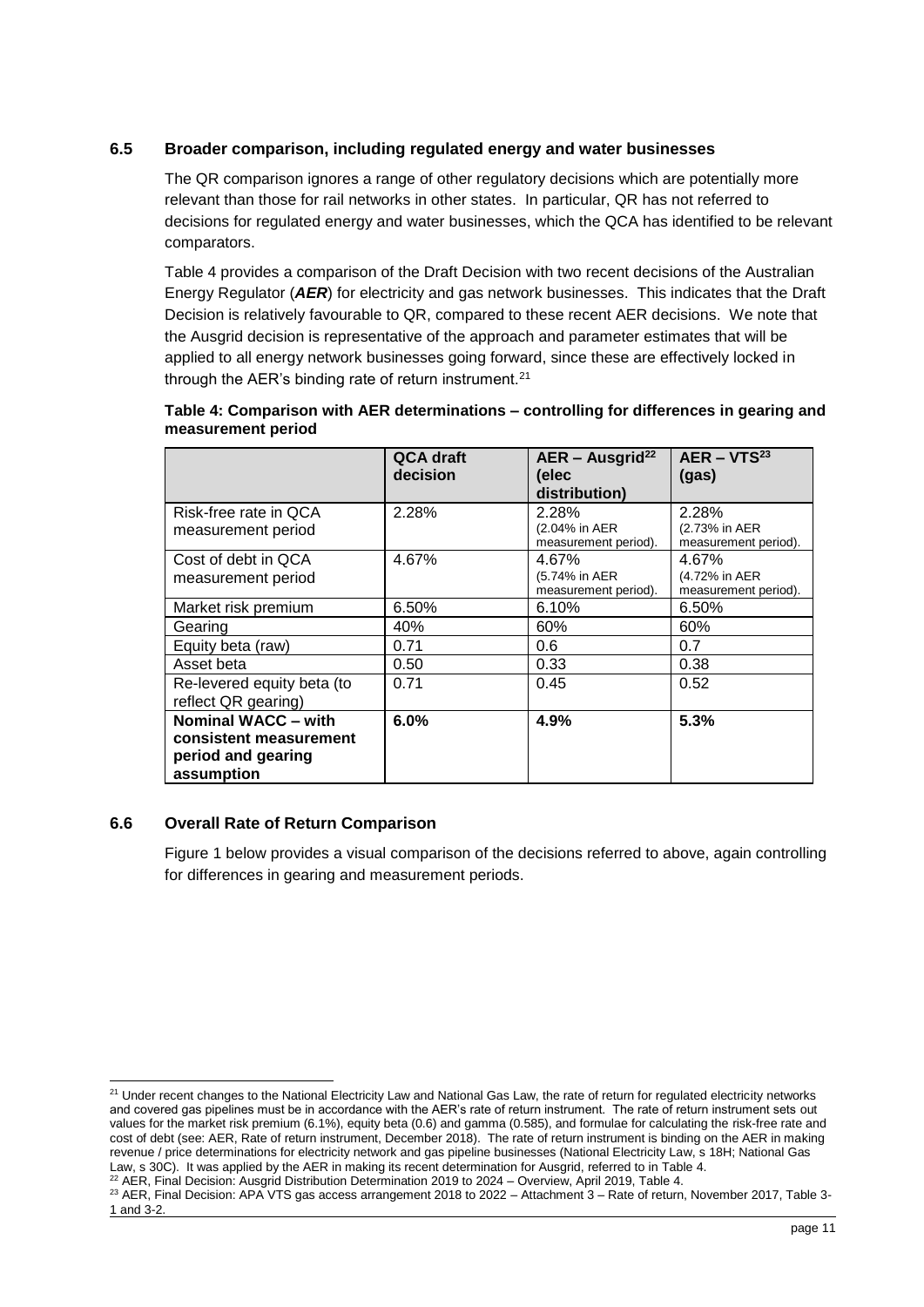### 6.5 Broader comparison, including regulated energy and water businesses

The QR comparison ignores a range of other regulatory decisions which are potentially more relevant than those for rail networks in other states. In particular, QR has not referred to decisions for regulated energy and water businesses, which the QCA has identified to be relevant comparators.

Table 4 provides a comparison of the Draft Decision with two recent decisions of the Australian Energy Regulator (***AER***) for electricity and gas network businesses. This indicates that the Draft Decision is relatively favourable to QR, compared to these recent AER decisions. We note that the Ausgrid decision is representative of the approach and parameter estimates that will be applied to all energy network businesses going forward, since these are effectively locked in through the AER's binding rate of return instrument.[21]

**Table 4: Comparison with AER determinations – controlling for differences in gearing and measurement period**

| | QCA draft decision | AER – Ausgrid[22] (elec distribution) | AER – VTS[23] (gas) |
|---|---|---|---|
| Risk-free rate in QCA measurement period | 2.28% | 2.28% (2.04% in AER measurement period). | 2.28% (2.73% in AER measurement period). |
| Cost of debt in QCA measurement period | 4.67% | 4.67% (5.74% in AER measurement period). | 4.67% (4.72% in AER measurement period). |
| Market risk premium | 6.50% | 6.10% | 6.50% |
| Gearing | 40% | 60% | 60% |
| Equity beta (raw) | 0.71 | 0.6 | 0.7 |
| Asset beta | 0.50 | 0.33 | 0.38 |
| Re-levered equity beta (to reflect QR gearing) | 0.71 | 0.45 | 0.52 |
| **Nominal WACC – with consistent measurement period and gearing assumption** | **6.0%** | **4.9%** | **5.3%** |

### 6.6 Overall Rate of Return Comparison

Figure 1 below provides a visual comparison of the decisions referred to above, again controlling for differences in gearing and measurement periods.

---

[21] Under recent changes to the National Electricity Law and National Gas Law, the rate of return for regulated electricity networks and covered gas pipelines must be in accordance with the AER's rate of return instrument. The rate of return instrument sets out values for the market risk premium (6.1%), equity beta (0.6) and gamma (0.585), and formulae for calculating the risk-free rate and cost of debt (see: AER, Rate of return instrument, December 2018). The rate of return instrument is binding on the AER in making revenue / price determinations for electricity network and gas pipeline businesses (National Electricity Law, s 18H; National Gas Law, s 30C). It was applied by the AER in making its recent determination for Ausgrid, referred to in Table 4.

[22] AER, Final Decision: Ausgrid Distribution Determination 2019 to 2024 – Overview, April 2019, Table 4.

[23] AER, Final Decision: APA VTS gas access arrangement 2018 to 2022 – Attachment 3 – Rate of return, November 2017, Table 3-1 and 3-2.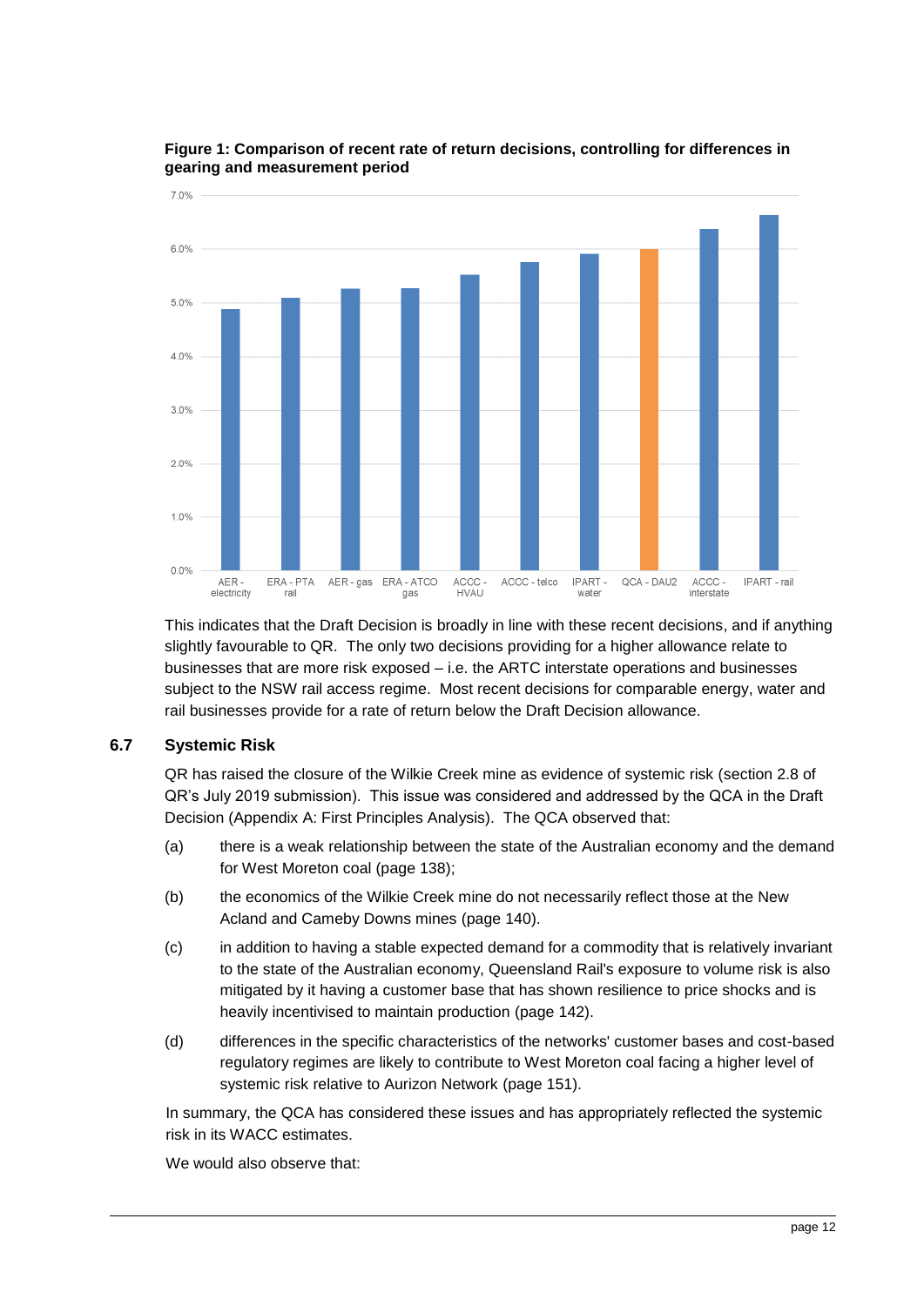**Figure 1: Comparison of recent rate of return decisions, controlling for differences in gearing and measurement period**

| Decision | Rate of return (approx.) |
| --- | --- |
| AER - electricity | 4.9% |
| ERA - PTA rail | 5.1% |
| AER - gas | 5.3% |
| ERA - ATCO gas | 5.3% |
| ACCC - HVAU | 5.5% |
| ACCC - telco | 5.8% |
| IPART - water | 5.9% |
| QCA - DAU2 | 6.0% |
| ACCC - interstate | 6.4% |
| IPART - rail | 6.6% |

This indicates that the Draft Decision is broadly in line with these recent decisions, and if anything slightly favourable to QR. The only two decisions providing for a higher allowance relate to businesses that are more risk exposed – i.e. the ARTC interstate operations and businesses subject to the NSW rail access regime. Most recent decisions for comparable energy, water and rail businesses provide for a rate of return below the Draft Decision allowance.

## 6.7 Systemic Risk

QR has raised the closure of the Wilkie Creek mine as evidence of systemic risk (section 2.8 of QR's July 2019 submission). This issue was considered and addressed by the QCA in the Draft Decision (Appendix A: First Principles Analysis). The QCA observed that:

(a) there is a weak relationship between the state of the Australian economy and the demand for West Moreton coal (page 138);

(b) the economics of the Wilkie Creek mine do not necessarily reflect those at the New Acland and Cameby Downs mines (page 140).

(c) in addition to having a stable expected demand for a commodity that is relatively invariant to the state of the Australian economy, Queensland Rail's exposure to volume risk is also mitigated by it having a customer base that has shown resilience to price shocks and is heavily incentivised to maintain production (page 142).

(d) differences in the specific characteristics of the networks' customer bases and cost-based regulatory regimes are likely to contribute to West Moreton coal facing a higher level of systemic risk relative to Aurizon Network (page 151).

In summary, the QCA has considered these issues and has appropriately reflected the systemic risk in its WACC estimates.

We would also observe that: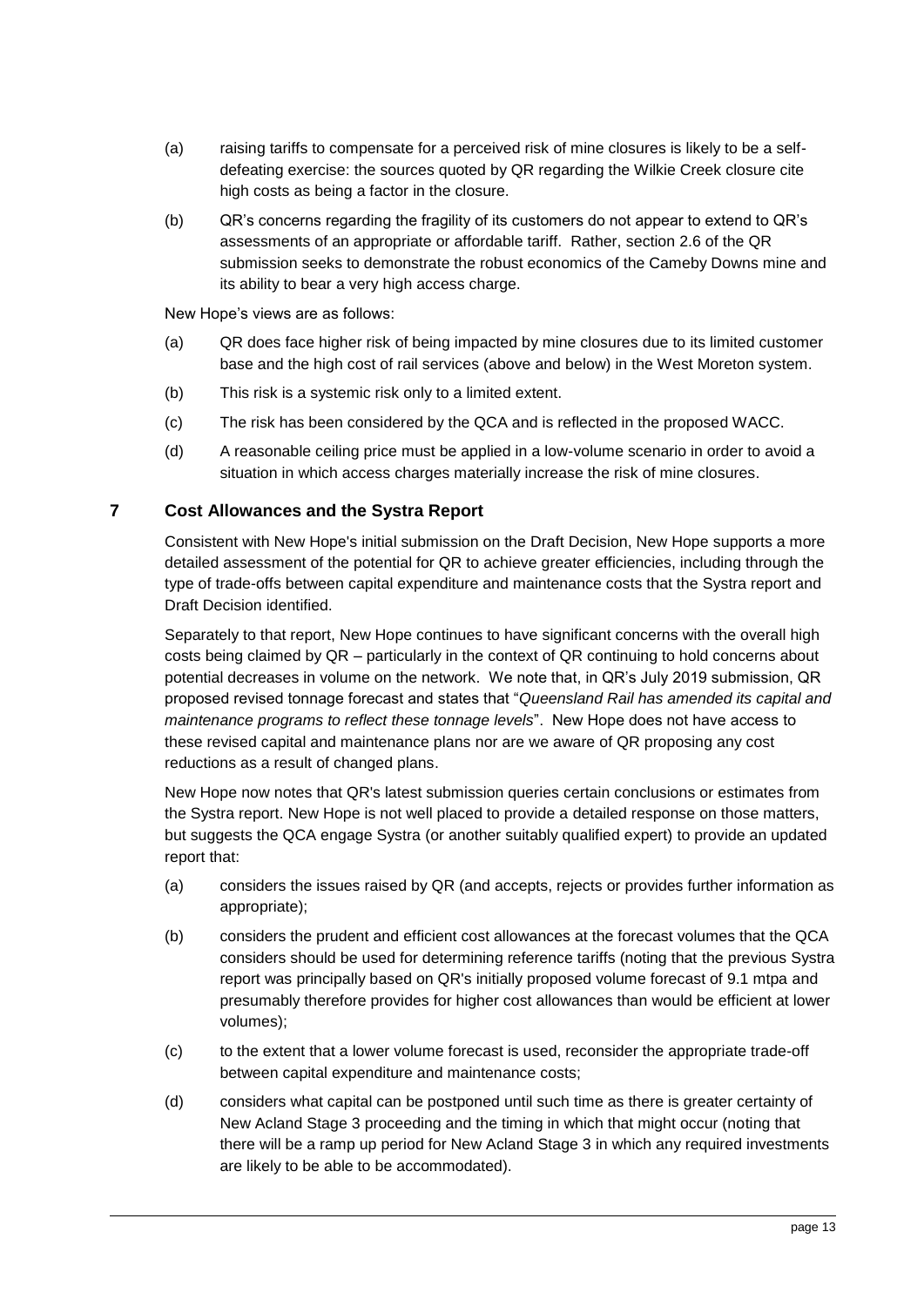(a) raising tariffs to compensate for a perceived risk of mine closures is likely to be a self-defeating exercise: the sources quoted by QR regarding the Wilkie Creek closure cite high costs as being a factor in the closure.

(b) QR's concerns regarding the fragility of its customers do not appear to extend to QR's assessments of an appropriate or affordable tariff. Rather, section 2.6 of the QR submission seeks to demonstrate the robust economics of the Cameby Downs mine and its ability to bear a very high access charge.

New Hope's views are as follows:

(a) QR does face higher risk of being impacted by mine closures due to its limited customer base and the high cost of rail services (above and below) in the West Moreton system.

(b) This risk is a systemic risk only to a limited extent.

(c) The risk has been considered by the QCA and is reflected in the proposed WACC.

(d) A reasonable ceiling price must be applied in a low-volume scenario in order to avoid a situation in which access charges materially increase the risk of mine closures.

## 7 Cost Allowances and the Systra Report

Consistent with New Hope's initial submission on the Draft Decision, New Hope supports a more detailed assessment of the potential for QR to achieve greater efficiencies, including through the type of trade-offs between capital expenditure and maintenance costs that the Systra report and Draft Decision identified.

Separately to that report, New Hope continues to have significant concerns with the overall high costs being claimed by QR – particularly in the context of QR continuing to hold concerns about potential decreases in volume on the network. We note that, in QR's July 2019 submission, QR proposed revised tonnage forecast and states that "*Queensland Rail has amended its capital and maintenance programs to reflect these tonnage levels*". New Hope does not have access to these revised capital and maintenance plans nor are we aware of QR proposing any cost reductions as a result of changed plans.

New Hope now notes that QR's latest submission queries certain conclusions or estimates from the Systra report. New Hope is not well placed to provide a detailed response on those matters, but suggests the QCA engage Systra (or another suitably qualified expert) to provide an updated report that:

(a) considers the issues raised by QR (and accepts, rejects or provides further information as appropriate);

(b) considers the prudent and efficient cost allowances at the forecast volumes that the QCA considers should be used for determining reference tariffs (noting that the previous Systra report was principally based on QR's initially proposed volume forecast of 9.1 mtpa and presumably therefore provides for higher cost allowances than would be efficient at lower volumes);

(c) to the extent that a lower volume forecast is used, reconsider the appropriate trade-off between capital expenditure and maintenance costs;

(d) considers what capital can be postponed until such time as there is greater certainty of New Acland Stage 3 proceeding and the timing in which that might occur (noting that there will be a ramp up period for New Acland Stage 3 in which any required investments are likely to be able to be accommodated).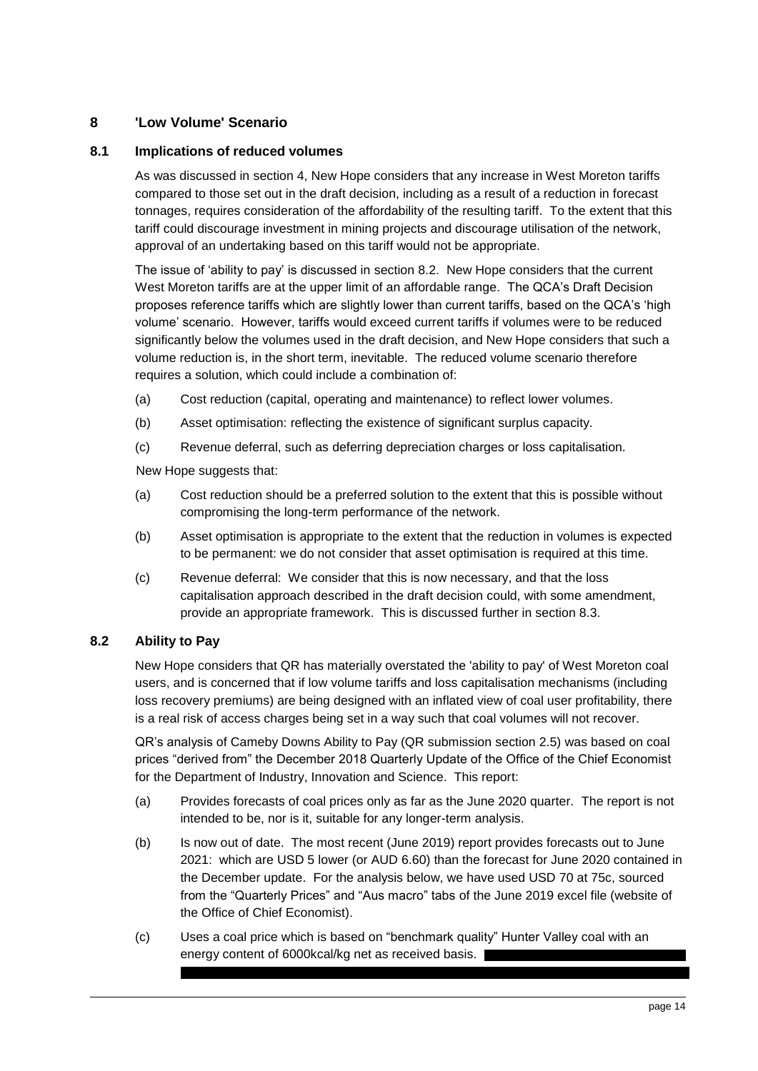## 8 'Low Volume' Scenario

### 8.1 Implications of reduced volumes

As was discussed in section 4, New Hope considers that any increase in West Moreton tariffs compared to those set out in the draft decision, including as a result of a reduction in forecast tonnages, requires consideration of the affordability of the resulting tariff. To the extent that this tariff could discourage investment in mining projects and discourage utilisation of the network, approval of an undertaking based on this tariff would not be appropriate.

The issue of 'ability to pay' is discussed in section 8.2. New Hope considers that the current West Moreton tariffs are at the upper limit of an affordable range. The QCA's Draft Decision proposes reference tariffs which are slightly lower than current tariffs, based on the QCA's 'high volume' scenario. However, tariffs would exceed current tariffs if volumes were to be reduced significantly below the volumes used in the draft decision, and New Hope considers that such a volume reduction is, in the short term, inevitable. The reduced volume scenario therefore requires a solution, which could include a combination of:

(a) Cost reduction (capital, operating and maintenance) to reflect lower volumes.

(b) Asset optimisation: reflecting the existence of significant surplus capacity.

(c) Revenue deferral, such as deferring depreciation charges or loss capitalisation.

New Hope suggests that:

(a) Cost reduction should be a preferred solution to the extent that this is possible without compromising the long-term performance of the network.

(b) Asset optimisation is appropriate to the extent that the reduction in volumes is expected to be permanent: we do not consider that asset optimisation is required at this time.

(c) Revenue deferral: We consider that this is now necessary, and that the loss capitalisation approach described in the draft decision could, with some amendment, provide an appropriate framework. This is discussed further in section 8.3.

### 8.2 Ability to Pay

New Hope considers that QR has materially overstated the 'ability to pay' of West Moreton coal users, and is concerned that if low volume tariffs and loss capitalisation mechanisms (including loss recovery premiums) are being designed with an inflated view of coal user profitability, there is a real risk of access charges being set in a way such that coal volumes will not recover.

QR's analysis of Cameby Downs Ability to Pay (QR submission section 2.5) was based on coal prices "derived from" the December 2018 Quarterly Update of the Office of the Chief Economist for the Department of Industry, Innovation and Science. This report:

(a) Provides forecasts of coal prices only as far as the June 2020 quarter. The report is not intended to be, nor is it, suitable for any longer-term analysis.

(b) Is now out of date. The most recent (June 2019) report provides forecasts out to June 2021: which are USD 5 lower (or AUD 6.60) than the forecast for June 2020 contained in the December update. For the analysis below, we have used USD 70 at 75c, sourced from the "Quarterly Prices" and "Aus macro" tabs of the June 2019 excel file (website of the Office of Chief Economist).

(c) Uses a coal price which is based on "benchmark quality" Hunter Valley coal with an energy content of 6000kcal/kg net as received basis.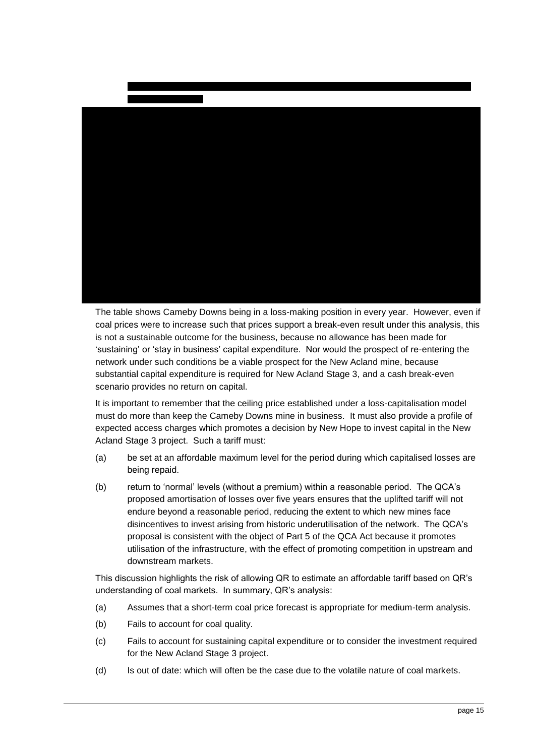The table shows Cameby Downs being in a loss-making position in every year. However, even if coal prices were to increase such that prices support a break-even result under this analysis, this is not a sustainable outcome for the business, because no allowance has been made for 'sustaining' or 'stay in business' capital expenditure. Nor would the prospect of re-entering the network under such conditions be a viable prospect for the New Acland mine, because substantial capital expenditure is required for New Acland Stage 3, and a cash break-even scenario provides no return on capital.

It is important to remember that the ceiling price established under a loss-capitalisation model must do more than keep the Cameby Downs mine in business. It must also provide a profile of expected access charges which promotes a decision by New Hope to invest capital in the New Acland Stage 3 project. Such a tariff must:

(a) be set at an affordable maximum level for the period during which capitalised losses are being repaid.

(b) return to 'normal' levels (without a premium) within a reasonable period. The QCA's proposed amortisation of losses over five years ensures that the uplifted tariff will not endure beyond a reasonable period, reducing the extent to which new mines face disincentives to invest arising from historic underutilisation of the network. The QCA's proposal is consistent with the object of Part 5 of the QCA Act because it promotes utilisation of the infrastructure, with the effect of promoting competition in upstream and downstream markets.

This discussion highlights the risk of allowing QR to estimate an affordable tariff based on QR's understanding of coal markets. In summary, QR's analysis:

(a) Assumes that a short-term coal price forecast is appropriate for medium-term analysis.

(b) Fails to account for coal quality.

(c) Fails to account for sustaining capital expenditure or to consider the investment required for the New Acland Stage 3 project.

(d) Is out of date: which will often be the case due to the volatile nature of coal markets.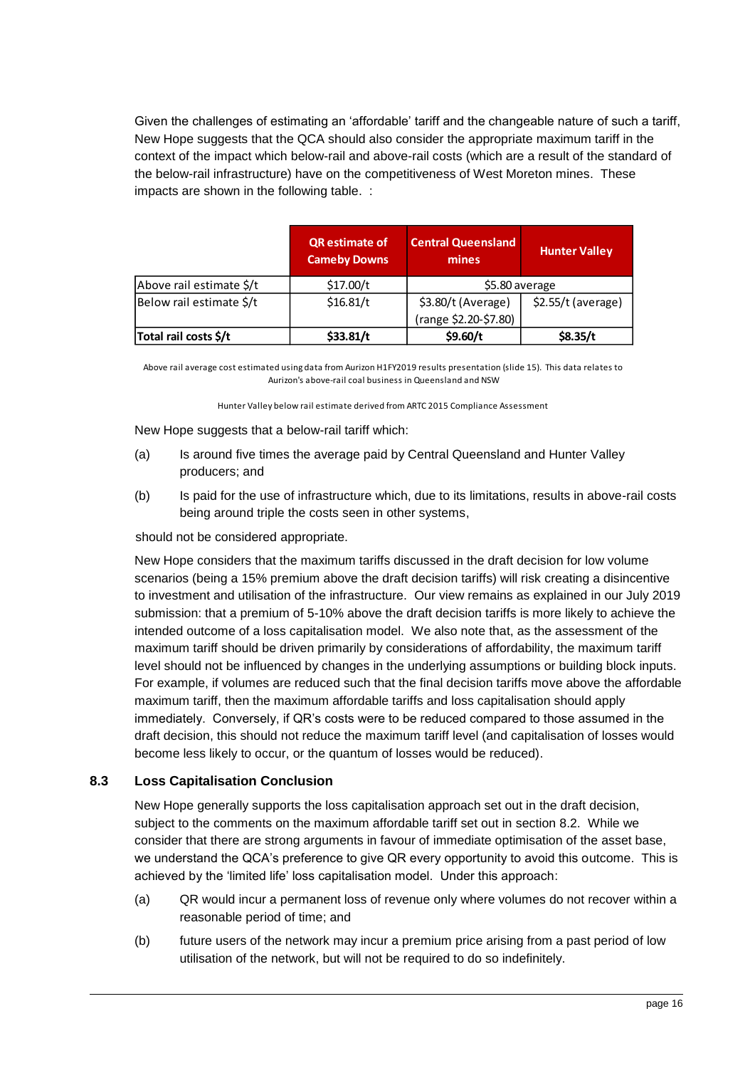Given the challenges of estimating an 'affordable' tariff and the changeable nature of such a tariff, New Hope suggests that the QCA should also consider the appropriate maximum tariff in the context of the impact which below-rail and above-rail costs (which are a result of the standard of the below-rail infrastructure) have on the competitiveness of West Moreton mines. These impacts are shown in the following table. :

| | QR estimate of Cameby Downs | Central Queensland mines | Hunter Valley |
|---|---|---|---|
| Above rail estimate $/t | $17.00/t | $5.80 average | |
| Below rail estimate $/t | $16.81/t | $3.80/t (Average) (range $2.20-$7.80) | $2.55/t (average) |
| **Total rail costs $/t** | **$33.81/t** | **$9.60/t** | **$8.35/t** |

Above rail average cost estimated using data from Aurizon H1FY2019 results presentation (slide 15). This data relates to Aurizon's above-rail coal business in Queensland and NSW

Hunter Valley below rail estimate derived from ARTC 2015 Compliance Assessment

New Hope suggests that a below-rail tariff which:

(a) Is around five times the average paid by Central Queensland and Hunter Valley producers; and

(b) Is paid for the use of infrastructure which, due to its limitations, results in above-rail costs being around triple the costs seen in other systems,

should not be considered appropriate.

New Hope considers that the maximum tariffs discussed in the draft decision for low volume scenarios (being a 15% premium above the draft decision tariffs) will risk creating a disincentive to investment and utilisation of the infrastructure. Our view remains as explained in our July 2019 submission: that a premium of 5-10% above the draft decision tariffs is more likely to achieve the intended outcome of a loss capitalisation model. We also note that, as the assessment of the maximum tariff should be driven primarily by considerations of affordability, the maximum tariff level should not be influenced by changes in the underlying assumptions or building block inputs. For example, if volumes are reduced such that the final decision tariffs move above the affordable maximum tariff, then the maximum affordable tariffs and loss capitalisation should apply immediately. Conversely, if QR's costs were to be reduced compared to those assumed in the draft decision, this should not reduce the maximum tariff level (and capitalisation of losses would become less likely to occur, or the quantum of losses would be reduced).

### 8.3 Loss Capitalisation Conclusion

New Hope generally supports the loss capitalisation approach set out in the draft decision, subject to the comments on the maximum affordable tariff set out in section 8.2. While we consider that there are strong arguments in favour of immediate optimisation of the asset base, we understand the QCA's preference to give QR every opportunity to avoid this outcome. This is achieved by the 'limited life' loss capitalisation model. Under this approach:

(a) QR would incur a permanent loss of revenue only where volumes do not recover within a reasonable period of time; and

(b) future users of the network may incur a premium price arising from a past period of low utilisation of the network, but will not be required to do so indefinitely.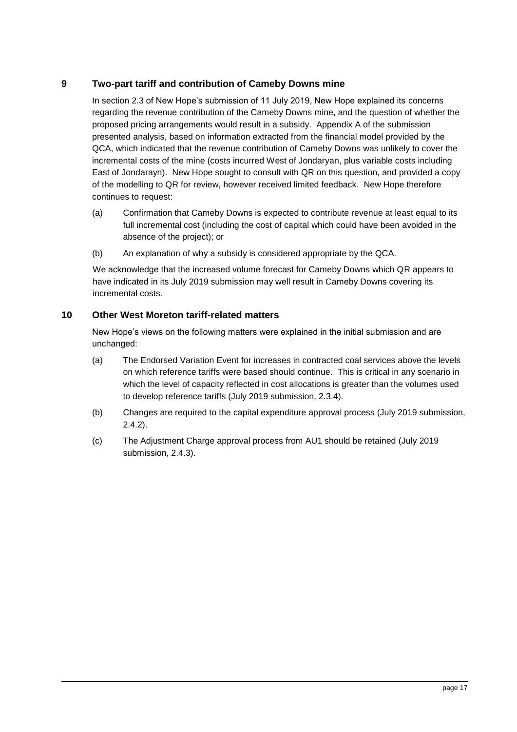## 9 Two-part tariff and contribution of Cameby Downs mine

In section 2.3 of New Hope's submission of 11 July 2019, New Hope explained its concerns regarding the revenue contribution of the Cameby Downs mine, and the question of whether the proposed pricing arrangements would result in a subsidy. Appendix A of the submission presented analysis, based on information extracted from the financial model provided by the QCA, which indicated that the revenue contribution of Cameby Downs was unlikely to cover the incremental costs of the mine (costs incurred West of Jondaryan, plus variable costs including East of Jondarayn). New Hope sought to consult with QR on this question, and provided a copy of the modelling to QR for review, however received limited feedback. New Hope therefore continues to request:

(a) Confirmation that Cameby Downs is expected to contribute revenue at least equal to its full incremental cost (including the cost of capital which could have been avoided in the absence of the project); or

(b) An explanation of why a subsidy is considered appropriate by the QCA.

We acknowledge that the increased volume forecast for Cameby Downs which QR appears to have indicated in its July 2019 submission may well result in Cameby Downs covering its incremental costs.

## 10 Other West Moreton tariff-related matters

New Hope's views on the following matters were explained in the initial submission and are unchanged:

(a) The Endorsed Variation Event for increases in contracted coal services above the levels on which reference tariffs were based should continue. This is critical in any scenario in which the level of capacity reflected in cost allocations is greater than the volumes used to develop reference tariffs (July 2019 submission, 2.3.4).

(b) Changes are required to the capital expenditure approval process (July 2019 submission, 2.4.2).

(c) The Adjustment Charge approval process from AU1 should be retained (July 2019 submission, 2.4.3).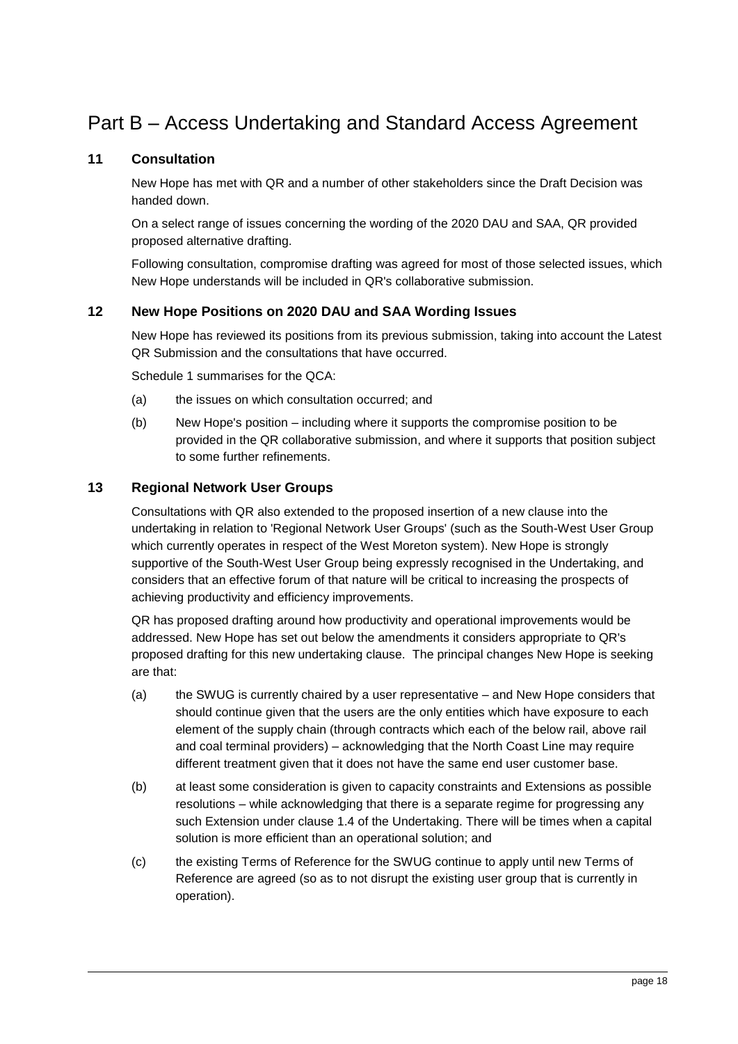# Part B – Access Undertaking and Standard Access Agreement

## 11 Consultation

New Hope has met with QR and a number of other stakeholders since the Draft Decision was handed down.

On a select range of issues concerning the wording of the 2020 DAU and SAA, QR provided proposed alternative drafting.

Following consultation, compromise drafting was agreed for most of those selected issues, which New Hope understands will be included in QR's collaborative submission.

## 12 New Hope Positions on 2020 DAU and SAA Wording Issues

New Hope has reviewed its positions from its previous submission, taking into account the Latest QR Submission and the consultations that have occurred.

Schedule 1 summarises for the QCA:

(a) the issues on which consultation occurred; and

(b) New Hope's position – including where it supports the compromise position to be provided in the QR collaborative submission, and where it supports that position subject to some further refinements.

## 13 Regional Network User Groups

Consultations with QR also extended to the proposed insertion of a new clause into the undertaking in relation to 'Regional Network User Groups' (such as the South-West User Group which currently operates in respect of the West Moreton system). New Hope is strongly supportive of the South-West User Group being expressly recognised in the Undertaking, and considers that an effective forum of that nature will be critical to increasing the prospects of achieving productivity and efficiency improvements.

QR has proposed drafting around how productivity and operational improvements would be addressed. New Hope has set out below the amendments it considers appropriate to QR's proposed drafting for this new undertaking clause. The principal changes New Hope is seeking are that:

(a) the SWUG is currently chaired by a user representative – and New Hope considers that should continue given that the users are the only entities which have exposure to each element of the supply chain (through contracts which each of the below rail, above rail and coal terminal providers) – acknowledging that the North Coast Line may require different treatment given that it does not have the same end user customer base.

(b) at least some consideration is given to capacity constraints and Extensions as possible resolutions – while acknowledging that there is a separate regime for progressing any such Extension under clause 1.4 of the Undertaking. There will be times when a capital solution is more efficient than an operational solution; and

(c) the existing Terms of Reference for the SWUG continue to apply until new Terms of Reference are agreed (so as to not disrupt the existing user group that is currently in operation).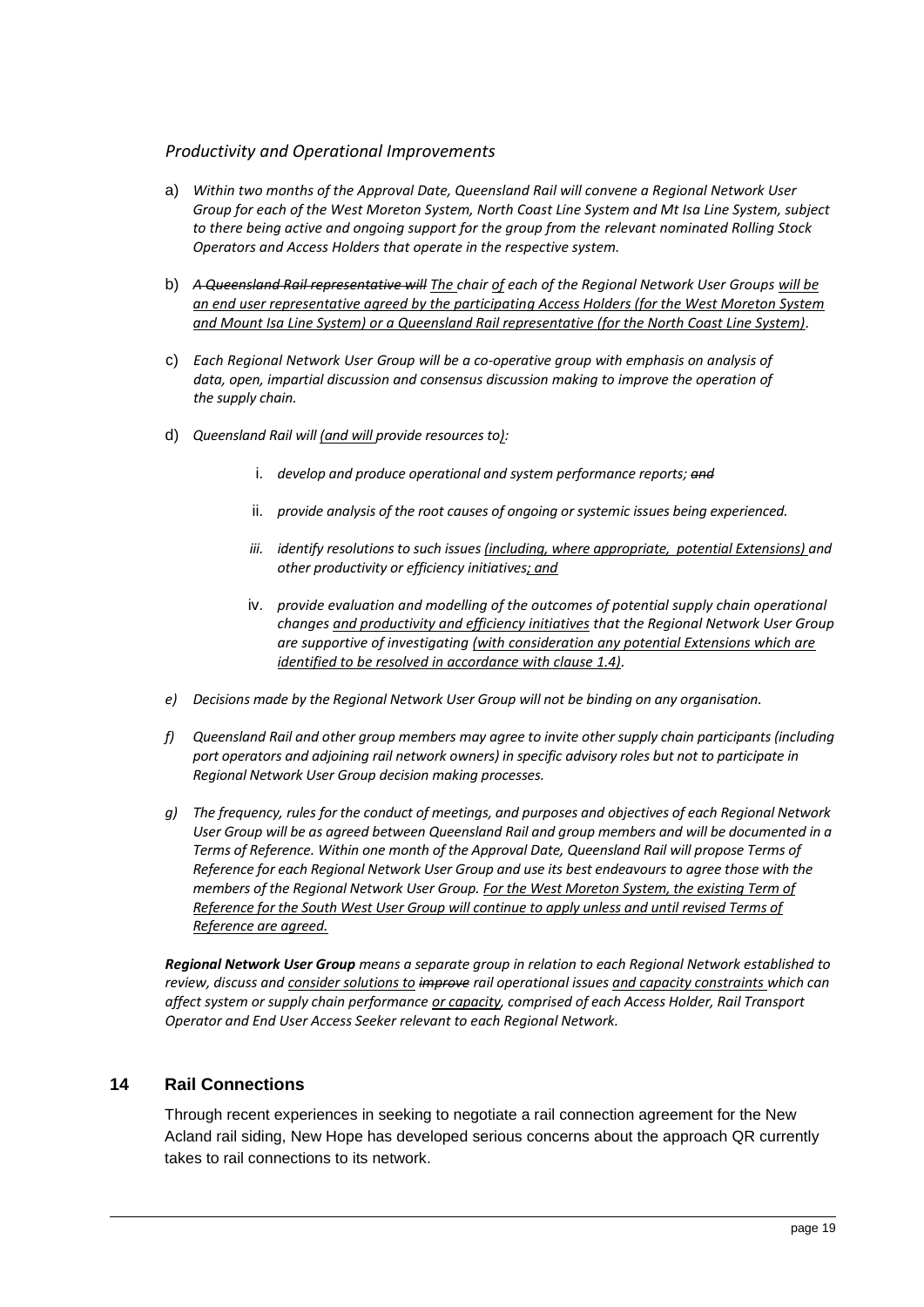*Productivity and Operational Improvements*

a) *Within two months of the Approval Date, Queensland Rail will convene a Regional Network User Group for each of the West Moreton System, North Coast Line System and Mt Isa Line System, subject to there being active and ongoing support for the group from the relevant nominated Rolling Stock Operators and Access Holders that operate in the respective system.*

b) *~~A Queensland Rail representative will~~ <u>The</u> chair <u>of</u> each of the Regional Network User Groups <u>will be an end user representative agreed by the participating Access Holders (for the West Moreton System and Mount Isa Line System) or a Queensland Rail representative (for the North Coast Line System)</u>.*

c) *Each Regional Network User Group will be a co-operative group with emphasis on analysis of data, open, impartial discussion and consensus discussion making to improve the operation of the supply chain.*

d) *Queensland Rail will <u>(and will</u> provide resources to<u>)</u>:*

   i. *develop and produce operational and system performance reports; ~~and~~*

   ii. *provide analysis of the root causes of ongoing or systemic issues being experienced.*

   iii. *identify resolutions to such issues <u>(including, where appropriate, potential Extensions)</u> and other productivity or efficiency initiatives<u>; and</u>*

   iv. *provide evaluation and modelling of the outcomes of potential supply chain operational changes <u>and productivity and efficiency initiatives</u> that the Regional Network User Group are supportive of investigating <u>(with consideration any potential Extensions which are identified to be resolved in accordance with clause 1.4)</u>.*

e) *Decisions made by the Regional Network User Group will not be binding on any organisation.*

f) *Queensland Rail and other group members may agree to invite other supply chain participants (including port operators and adjoining rail network owners) in specific advisory roles but not to participate in Regional Network User Group decision making processes.*

g) *The frequency, rules for the conduct of meetings, and purposes and objectives of each Regional Network User Group will be as agreed between Queensland Rail and group members and will be documented in a Terms of Reference. Within one month of the Approval Date, Queensland Rail will propose Terms of Reference for each Regional Network User Group and use its best endeavours to agree those with the members of the Regional Network User Group. <u>For the West Moreton System, the existing Term of Reference for the South West User Group will continue to apply unless and until revised Terms of Reference are agreed.</u>*

***Regional Network User Group*** *means a separate group in relation to each Regional Network established to review, discuss and <u>consider solutions to</u> ~~improve~~ rail operational issues <u>and capacity constraints</u> which can affect system or supply chain performance <u>or capacity</u>, comprised of each Access Holder, Rail Transport Operator and End User Access Seeker relevant to each Regional Network.*

## 14 Rail Connections

Through recent experiences in seeking to negotiate a rail connection agreement for the New Acland rail siding, New Hope has developed serious concerns about the approach QR currently takes to rail connections to its network.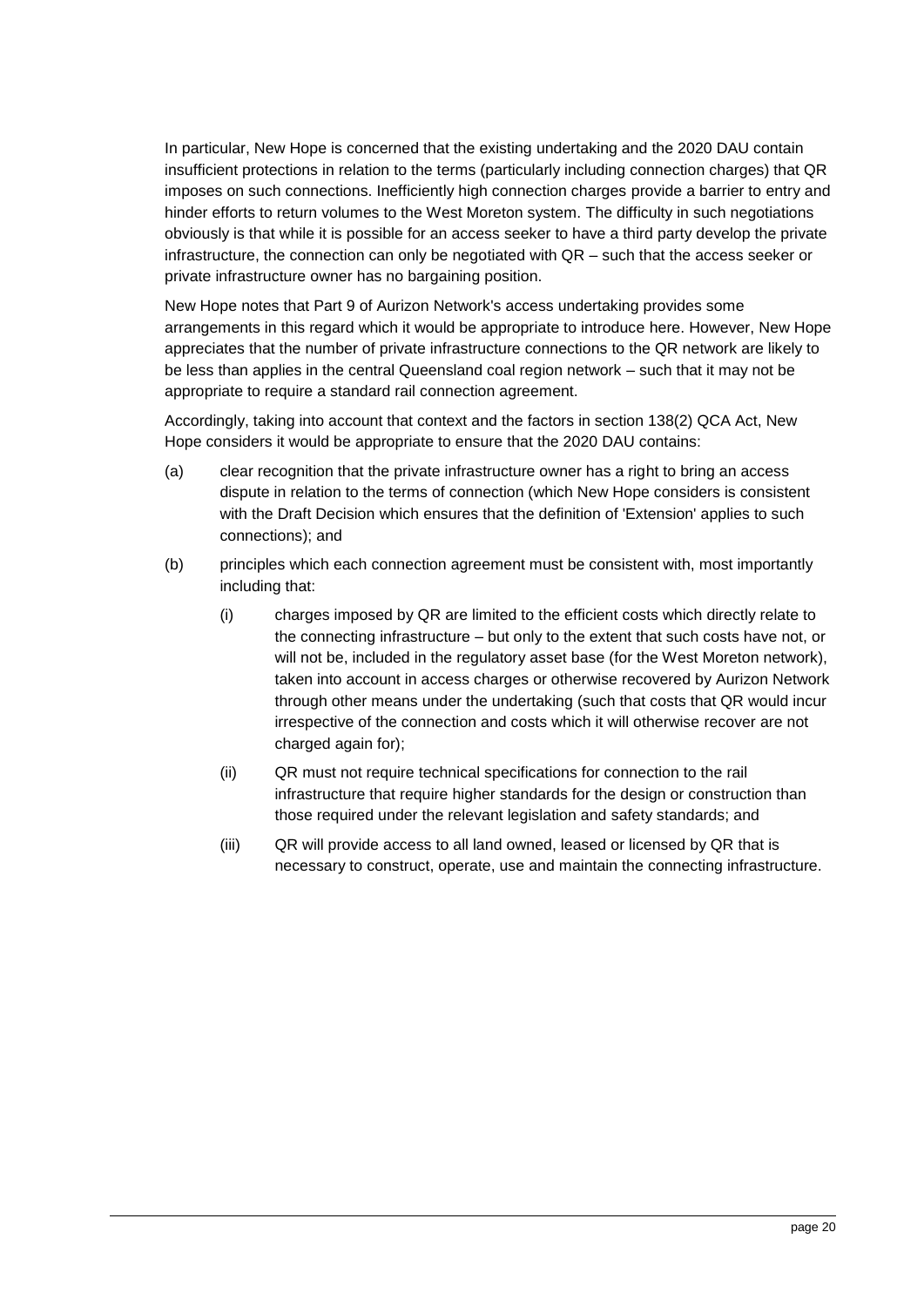In particular, New Hope is concerned that the existing undertaking and the 2020 DAU contain insufficient protections in relation to the terms (particularly including connection charges) that QR imposes on such connections. Inefficiently high connection charges provide a barrier to entry and hinder efforts to return volumes to the West Moreton system. The difficulty in such negotiations obviously is that while it is possible for an access seeker to have a third party develop the private infrastructure, the connection can only be negotiated with QR – such that the access seeker or private infrastructure owner has no bargaining position.

New Hope notes that Part 9 of Aurizon Network's access undertaking provides some arrangements in this regard which it would be appropriate to introduce here. However, New Hope appreciates that the number of private infrastructure connections to the QR network are likely to be less than applies in the central Queensland coal region network – such that it may not be appropriate to require a standard rail connection agreement.

Accordingly, taking into account that context and the factors in section 138(2) QCA Act, New Hope considers it would be appropriate to ensure that the 2020 DAU contains:

(a) clear recognition that the private infrastructure owner has a right to bring an access dispute in relation to the terms of connection (which New Hope considers is consistent with the Draft Decision which ensures that the definition of 'Extension' applies to such connections); and

(b) principles which each connection agreement must be consistent with, most importantly including that:

   (i) charges imposed by QR are limited to the efficient costs which directly relate to the connecting infrastructure – but only to the extent that such costs have not, or will not be, included in the regulatory asset base (for the West Moreton network), taken into account in access charges or otherwise recovered by Aurizon Network through other means under the undertaking (such that costs that QR would incur irrespective of the connection and costs which it will otherwise recover are not charged again for);

   (ii) QR must not require technical specifications for connection to the rail infrastructure that require higher standards for the design or construction than those required under the relevant legislation and safety standards; and

   (iii) QR will provide access to all land owned, leased or licensed by QR that is necessary to construct, operate, use and maintain the connecting infrastructure.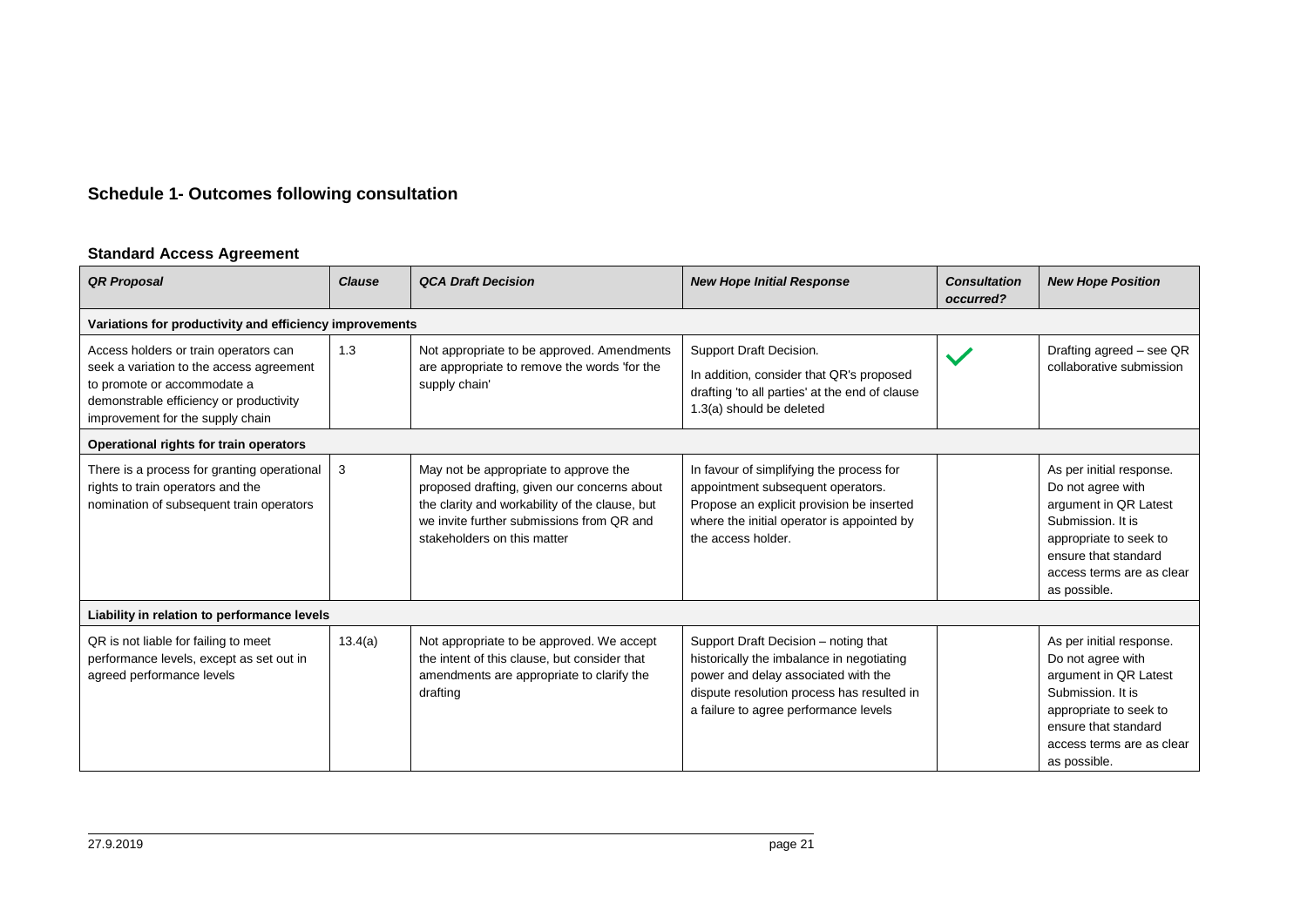## Schedule 1- Outcomes following consultation

### Standard Access Agreement

| *QR Proposal* | *Clause* | *QCA Draft Decision* | *New Hope Initial Response* | *Consultation occurred?* | *New Hope Position* |
|---|---|---|---|---|---|
| **Variations for productivity and efficiency improvements** | | | | | |
| Access holders or train operators can seek a variation to the access agreement to promote or accommodate a demonstrable efficiency or productivity improvement for the supply chain | 1.3 | Not appropriate to be approved. Amendments are appropriate to remove the words 'for the supply chain' | Support Draft Decision. In addition, consider that QR's proposed drafting 'to all parties' at the end of clause 1.3(a) should be deleted | ✓ | Drafting agreed – see QR collaborative submission |
| **Operational rights for train operators** | | | | | |
| There is a process for granting operational rights to train operators and the nomination of subsequent train operators | 3 | May not be appropriate to approve the proposed drafting, given our concerns about the clarity and workability of the clause, but we invite further submissions from QR and stakeholders on this matter | In favour of simplifying the process for appointment subsequent operators. Propose an explicit provision be inserted where the initial operator is appointed by the access holder. | | As per initial response. Do not agree with argument in QR Latest Submission. It is appropriate to seek to ensure that standard access terms are as clear as possible. |
| **Liability in relation to performance levels** | | | | | |
| QR is not liable for failing to meet performance levels, except as set out in agreed performance levels | 13.4(a) | Not appropriate to be approved. We accept the intent of this clause, but consider that amendments are appropriate to clarify the drafting | Support Draft Decision – noting that historically the imbalance in negotiating power and delay associated with the dispute resolution process has resulted in a failure to agree performance levels | | As per initial response. Do not agree with argument in QR Latest Submission. It is appropriate to seek to ensure that standard access terms are as clear as possible. |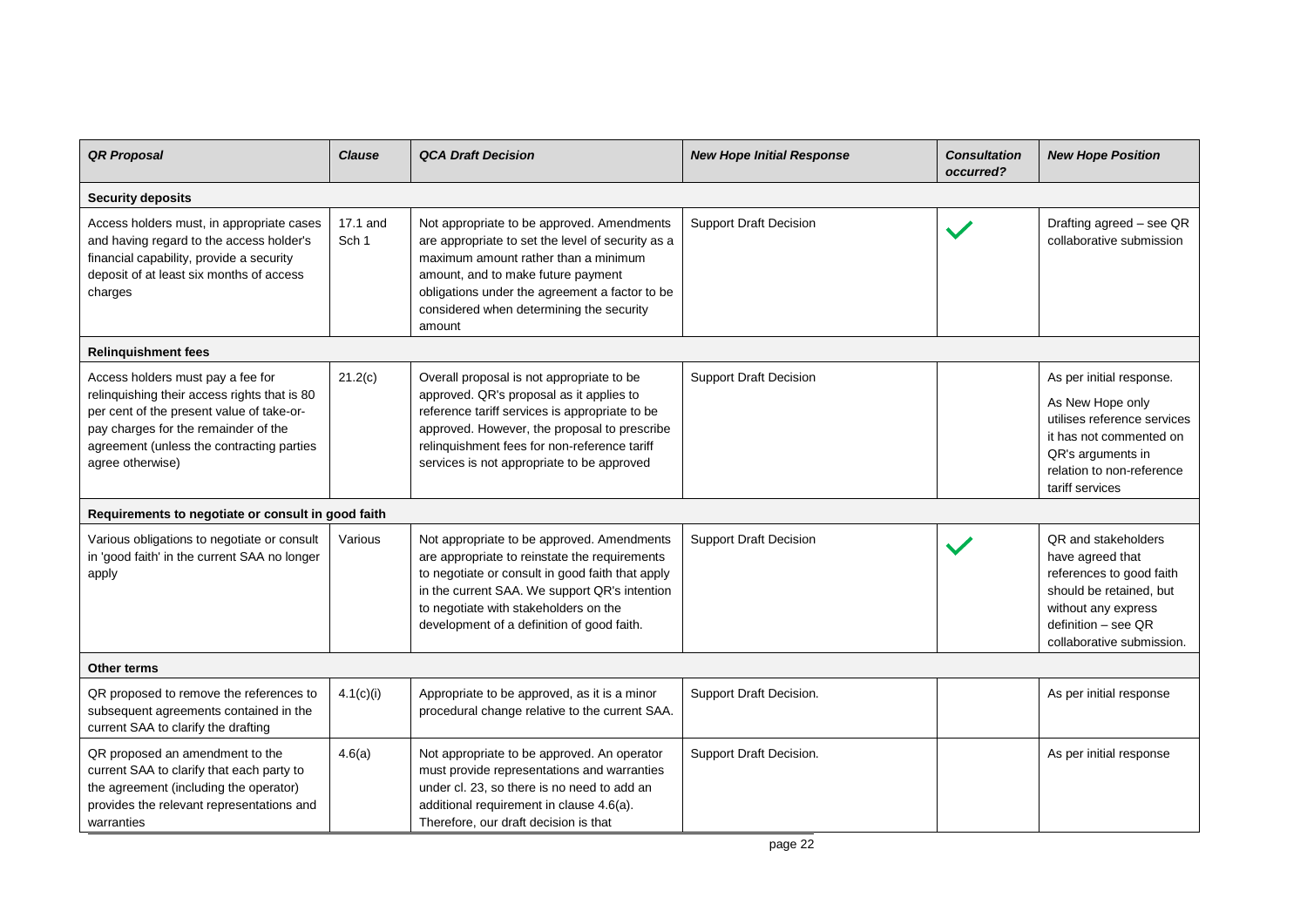| QR Proposal | Clause | QCA Draft Decision | New Hope Initial Response | Consultation occurred? | New Hope Position |
|---|---|---|---|---|---|
| **Security deposits** | | | | | |
| Access holders must, in appropriate cases and having regard to the access holder's financial capability, provide a security deposit of at least six months of access charges | 17.1 and Sch 1 | Not appropriate to be approved. Amendments are appropriate to set the level of security as a maximum amount rather than a minimum amount, and to make future payment obligations under the agreement a factor to be considered when determining the security amount | Support Draft Decision | ✓ | Drafting agreed – see QR collaborative submission |
| **Relinquishment fees** | | | | | |
| Access holders must pay a fee for relinquishing their access rights that is 80 per cent of the present value of take-or-pay charges for the remainder of the agreement (unless the contracting parties agree otherwise) | 21.2(c) | Overall proposal is not appropriate to be approved. QR's proposal as it applies to reference tariff services is appropriate to be approved. However, the proposal to prescribe relinquishment fees for non-reference tariff services is not appropriate to be approved | Support Draft Decision | | As per initial response.<br>As New Hope only utilises reference services it has not commented on QR's arguments in relation to non-reference tariff services |
| **Requirements to negotiate or consult in good faith** | | | | | |
| Various obligations to negotiate or consult in 'good faith' in the current SAA no longer apply | Various | Not appropriate to be approved. Amendments are appropriate to reinstate the requirements to negotiate or consult in good faith that apply in the current SAA. We support QR's intention to negotiate with stakeholders on the development of a definition of good faith. | Support Draft Decision | ✓ | QR and stakeholders have agreed that references to good faith should be retained, but without any express definition – see QR collaborative submission. |
| **Other terms** | | | | | |
| QR proposed to remove the references to subsequent agreements contained in the current SAA to clarify the drafting | 4.1(c)(i) | Appropriate to be approved, as it is a minor procedural change relative to the current SAA. | Support Draft Decision. | | As per initial response |
| QR proposed an amendment to the current SAA to clarify that each party to the agreement (including the operator) provides the relevant representations and warranties | 4.6(a) | Not appropriate to be approved. An operator must provide representations and warranties under cl. 23, so there is no need to add an additional requirement in clause 4.6(a). Therefore, our draft decision is that | Support Draft Decision. | | As per initial response |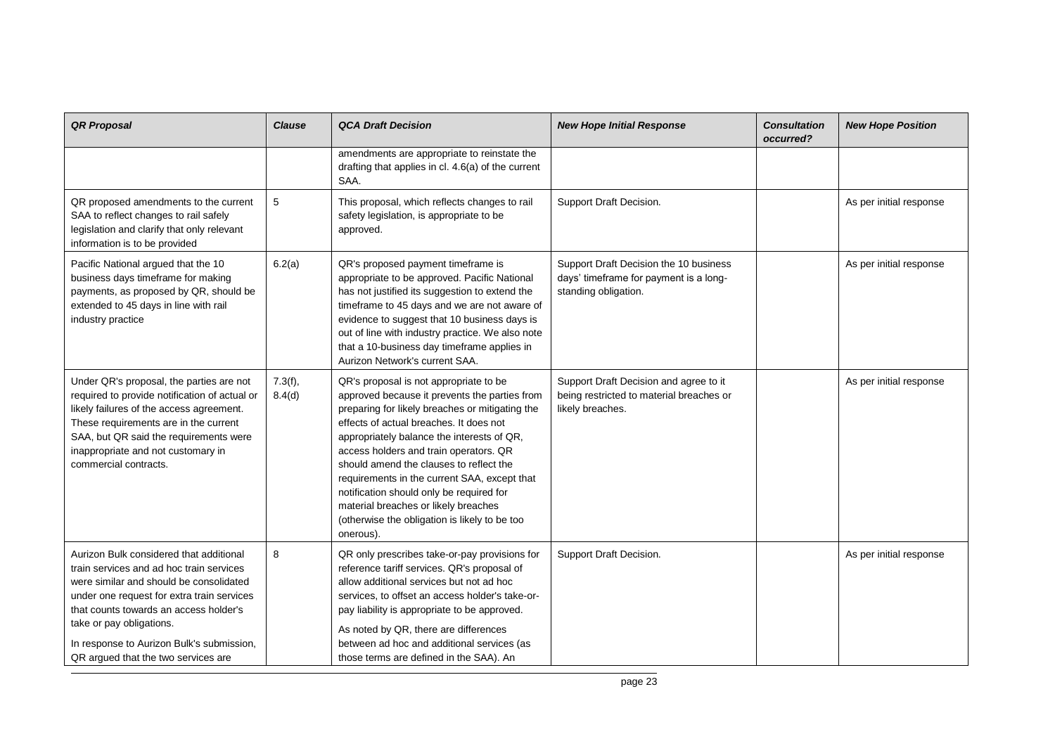| QR Proposal | Clause | QCA Draft Decision | New Hope Initial Response | Consultation occurred? | New Hope Position |
|---|---|---|---|---|---|
| | | amendments are appropriate to reinstate the drafting that applies in cl. 4.6(a) of the current SAA. | | | |
| QR proposed amendments to the current SAA to reflect changes to rail safely legislation and clarify that only relevant information is to be provided | 5 | This proposal, which reflects changes to rail safety legislation, is appropriate to be approved. | Support Draft Decision. | | As per initial response |
| Pacific National argued that the 10 business days timeframe for making payments, as proposed by QR, should be extended to 45 days in line with rail industry practice | 6.2(a) | QR's proposed payment timeframe is appropriate to be approved. Pacific National has not justified its suggestion to extend the timeframe to 45 days and we are not aware of evidence to suggest that 10 business days is out of line with industry practice. We also note that a 10-business day timeframe applies in Aurizon Network's current SAA. | Support Draft Decision the 10 business days' timeframe for payment is a long-standing obligation. | | As per initial response |
| Under QR's proposal, the parties are not required to provide notification of actual or likely failures of the access agreement. These requirements are in the current SAA, but QR said the requirements were inappropriate and not customary in commercial contracts. | 7.3(f), 8.4(d) | QR's proposal is not appropriate to be approved because it prevents the parties from preparing for likely breaches or mitigating the effects of actual breaches. It does not appropriately balance the interests of QR, access holders and train operators. QR should amend the clauses to reflect the requirements in the current SAA, except that notification should only be required for material breaches or likely breaches (otherwise the obligation is likely to be too onerous). | Support Draft Decision and agree to it being restricted to material breaches or likely breaches. | | As per initial response |
| Aurizon Bulk considered that additional train services and ad hoc train services were similar and should be consolidated under one request for extra train services that counts towards an access holder's take or pay obligations.<br><br>In response to Aurizon Bulk's submission, QR argued that the two services are | 8 | QR only prescribes take-or-pay provisions for reference tariff services. QR's proposal of allow additional services but not ad hoc services, to offset an access holder's take-or-pay liability is appropriate to be approved.<br><br>As noted by QR, there are differences between ad hoc and additional services (as those terms are defined in the SAA). An | Support Draft Decision. | | As per initial response |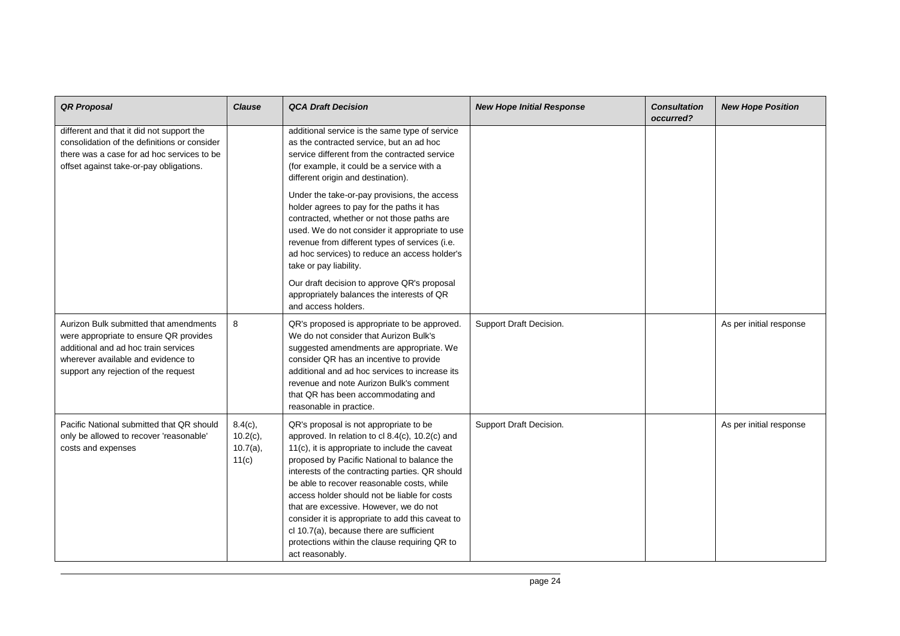| *QR Proposal* | *Clause* | *QCA Draft Decision* | *New Hope Initial Response* | *Consultation occurred?* | *New Hope Position* |
|---|---|---|---|---|---|
| different and that it did not support the consolidation of the definitions or consider there was a case for ad hoc services to be offset against take-or-pay obligations. | | additional service is the same type of service as the contracted service, but an ad hoc service different from the contracted service (for example, it could be a service with a different origin and destination). Under the take-or-pay provisions, the access holder agrees to pay for the paths it has contracted, whether or not those paths are used. We do not consider it appropriate to use revenue from different types of services (i.e. ad hoc services) to reduce an access holder's take or pay liability. Our draft decision to approve QR's proposal appropriately balances the interests of QR and access holders. | | | |
| Aurizon Bulk submitted that amendments were appropriate to ensure QR provides additional and ad hoc train services wherever available and evidence to support any rejection of the request | 8 | QR's proposed is appropriate to be approved. We do not consider that Aurizon Bulk's suggested amendments are appropriate. We consider QR has an incentive to provide additional and ad hoc services to increase its revenue and note Aurizon Bulk's comment that QR has been accommodating and reasonable in practice. | Support Draft Decision. | | As per initial response |
| Pacific National submitted that QR should only be allowed to recover 'reasonable' costs and expenses | 8.4(c), 10.2(c), 10.7(a), 11(c) | QR's proposal is not appropriate to be approved. In relation to cl 8.4(c), 10.2(c) and 11(c), it is appropriate to include the caveat proposed by Pacific National to balance the interests of the contracting parties. QR should be able to recover reasonable costs, while access holder should not be liable for costs that are excessive. However, we do not consider it is appropriate to add this caveat to cl 10.7(a), because there are sufficient protections within the clause requiring QR to act reasonably. | Support Draft Decision. | | As per initial response |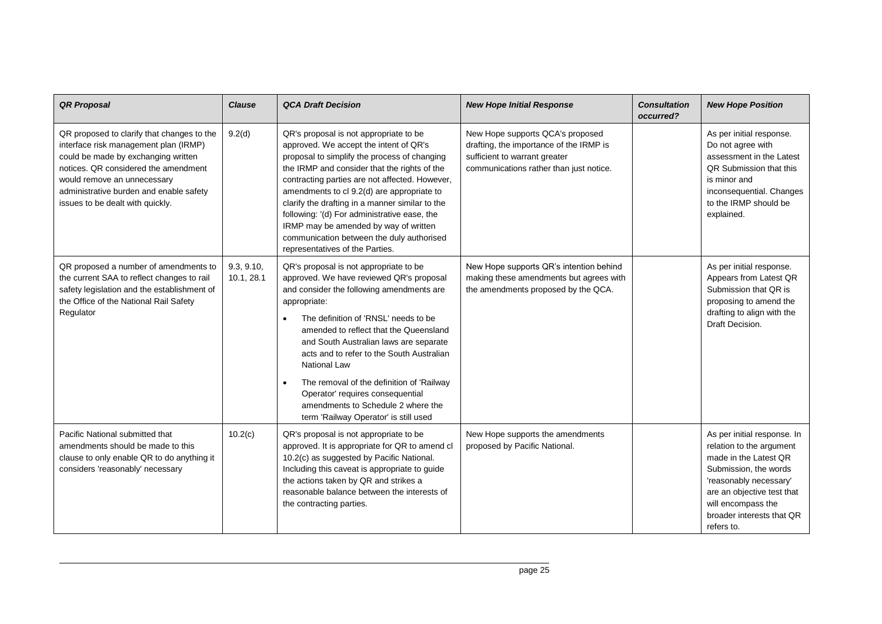| *QR Proposal* | *Clause* | *QCA Draft Decision* | *New Hope Initial Response* | *Consultation occurred?* | *New Hope Position* |
|---|---|---|---|---|---|
| QR proposed to clarify that changes to the interface risk management plan (IRMP) could be made by exchanging written notices. QR considered the amendment would remove an unnecessary administrative burden and enable safety issues to be dealt with quickly. | 9.2(d) | QR's proposal is not appropriate to be approved. We accept the intent of QR's proposal to simplify the process of changing the IRMP and consider that the rights of the contracting parties are not affected. However, amendments to cl 9.2(d) are appropriate to clarify the drafting in a manner similar to the following: '(d) For administrative ease, the IRMP may be amended by way of written communication between the duly authorised representatives of the Parties. | New Hope supports QCA's proposed drafting, the importance of the IRMP is sufficient to warrant greater communications rather than just notice. | | As per initial response. Do not agree with assessment in the Latest QR Submission that this is minor and inconsequential. Changes to the IRMP should be explained. |
| QR proposed a number of amendments to the current SAA to reflect changes to rail safety legislation and the establishment of the Office of the National Rail Safety Regulator | 9.3, 9.10, 10.1, 28.1 | QR's proposal is not appropriate to be approved. We have reviewed QR's proposal and consider the following amendments are appropriate:<br>• The definition of 'RNSL' needs to be amended to reflect that the Queensland and South Australian laws are separate acts and to refer to the South Australian National Law<br>• The removal of the definition of 'Railway Operator' requires consequential amendments to Schedule 2 where the term 'Railway Operator' is still used | New Hope supports QR's intention behind making these amendments but agrees with the amendments proposed by the QCA. | | As per initial response. Appears from Latest QR Submission that QR is proposing to amend the drafting to align with the Draft Decision. |
| Pacific National submitted that amendments should be made to this clause to only enable QR to do anything it considers 'reasonably' necessary | 10.2(c) | QR's proposal is not appropriate to be approved. It is appropriate for QR to amend cl 10.2(c) as suggested by Pacific National. Including this caveat is appropriate to guide the actions taken by QR and strikes a reasonable balance between the interests of the contracting parties. | New Hope supports the amendments proposed by Pacific National. | | As per initial response. In relation to the argument made in the Latest QR Submission, the words 'reasonably necessary' are an objective test that will encompass the broader interests that QR refers to. |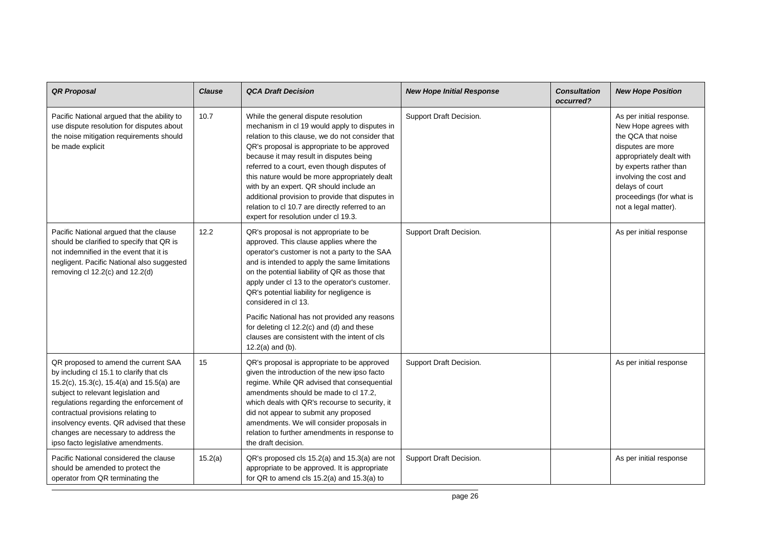| *QR Proposal* | *Clause* | *QCA Draft Decision* | *New Hope Initial Response* | *Consultation occurred?* | *New Hope Position* |
|---|---|---|---|---|---|
| Pacific National argued that the ability to use dispute resolution for disputes about the noise mitigation requirements should be made explicit | 10.7 | While the general dispute resolution mechanism in cl 19 would apply to disputes in relation to this clause, we do not consider that QR's proposal is appropriate to be approved because it may result in disputes being referred to a court, even though disputes of this nature would be more appropriately dealt with by an expert. QR should include an additional provision to provide that disputes in relation to cl 10.7 are directly referred to an expert for resolution under cl 19.3. | Support Draft Decision. | | As per initial response. New Hope agrees with the QCA that noise disputes are more appropriately dealt with by experts rather than involving the cost and delays of court proceedings (for what is not a legal matter). |
| Pacific National argued that the clause should be clarified to specify that QR is not indemnified in the event that it is negligent. Pacific National also suggested removing cl 12.2(c) and 12.2(d) | 12.2 | QR's proposal is not appropriate to be approved. This clause applies where the operator's customer is not a party to the SAA and is intended to apply the same limitations on the potential liability of QR as those that apply under cl 13 to the operator's customer. QR's potential liability for negligence is considered in cl 13.<br><br>Pacific National has not provided any reasons for deleting cl 12.2(c) and (d) and these clauses are consistent with the intent of cls 12.2(a) and (b). | Support Draft Decision. | | As per initial response |
| QR proposed to amend the current SAA by including cl 15.1 to clarify that cls 15.2(c), 15.3(c), 15.4(a) and 15.5(a) are subject to relevant legislation and regulations regarding the enforcement of contractual provisions relating to insolvency events. QR advised that these changes are necessary to address the ipso facto legislative amendments. | 15 | QR's proposal is appropriate to be approved given the introduction of the new ipso facto regime. While QR advised that consequential amendments should be made to cl 17.2, which deals with QR's recourse to security, it did not appear to submit any proposed amendments. We will consider proposals in relation to further amendments in response to the draft decision. | Support Draft Decision. | | As per initial response |
| Pacific National considered the clause should be amended to protect the operator from QR terminating the | 15.2(a) | QR's proposed cls 15.2(a) and 15.3(a) are not appropriate to be approved. It is appropriate for QR to amend cls 15.2(a) and 15.3(a) to | Support Draft Decision. | | As per initial response |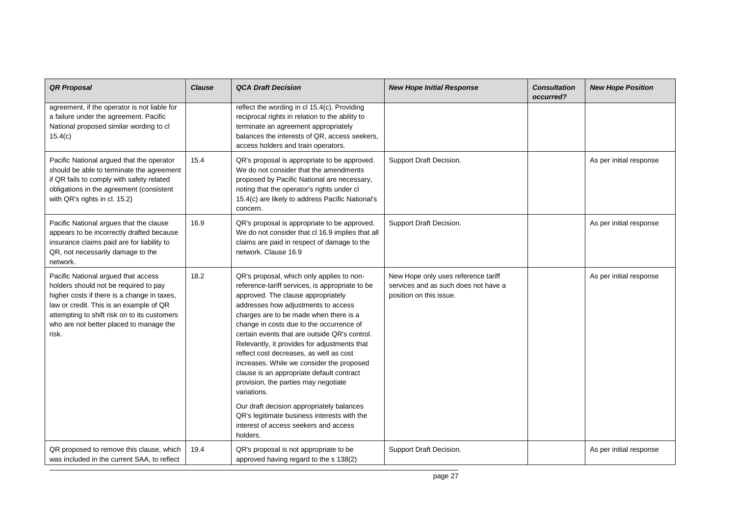| QR Proposal | Clause | QCA Draft Decision | New Hope Initial Response | Consultation occurred? | New Hope Position |
|---|---|---|---|---|---|
| agreement, if the operator is not liable for a failure under the agreement. Pacific National proposed similar wording to cl 15.4(c) | | reflect the wording in cl 15.4(c). Providing reciprocal rights in relation to the ability to terminate an agreement appropriately balances the interests of QR, access seekers, access holders and train operators. | | | |
| Pacific National argued that the operator should be able to terminate the agreement if QR fails to comply with safety related obligations in the agreement (consistent with QR's rights in cl. 15.2) | 15.4 | QR's proposal is appropriate to be approved. We do not consider that the amendments proposed by Pacific National are necessary, noting that the operator's rights under cl 15.4(c) are likely to address Pacific National's concern. | Support Draft Decision. | | As per initial response |
| Pacific National argues that the clause appears to be incorrectly drafted because insurance claims paid are for liability to QR, not necessarily damage to the network. | 16.9 | QR's proposal is appropriate to be approved. We do not consider that cl 16.9 implies that all claims are paid in respect of damage to the network. Clause 16.9 | Support Draft Decision. | | As per initial response |
| Pacific National argued that access holders should not be required to pay higher costs if there is a change in taxes, law or credit. This is an example of QR attempting to shift risk on to its customers who are not better placed to manage the risk. | 18.2 | QR's proposal, which only applies to non-reference-tariff services, is appropriate to be approved. The clause appropriately addresses how adjustments to access charges are to be made when there is a change in costs due to the occurrence of certain events that are outside QR's control. Relevantly, it provides for adjustments that reflect cost decreases, as well as cost increases. While we consider the proposed clause is an appropriate default contract provision, the parties may negotiate variations.<br><br>Our draft decision appropriately balances QR's legitimate business interests with the interest of access seekers and access holders. | New Hope only uses reference tariff services and as such does not have a position on this issue. | | As per initial response |
| QR proposed to remove this clause, which was included in the current SAA, to reflect | 19.4 | QR's proposal is not appropriate to be approved having regard to the s 138(2) | Support Draft Decision. | | As per initial response |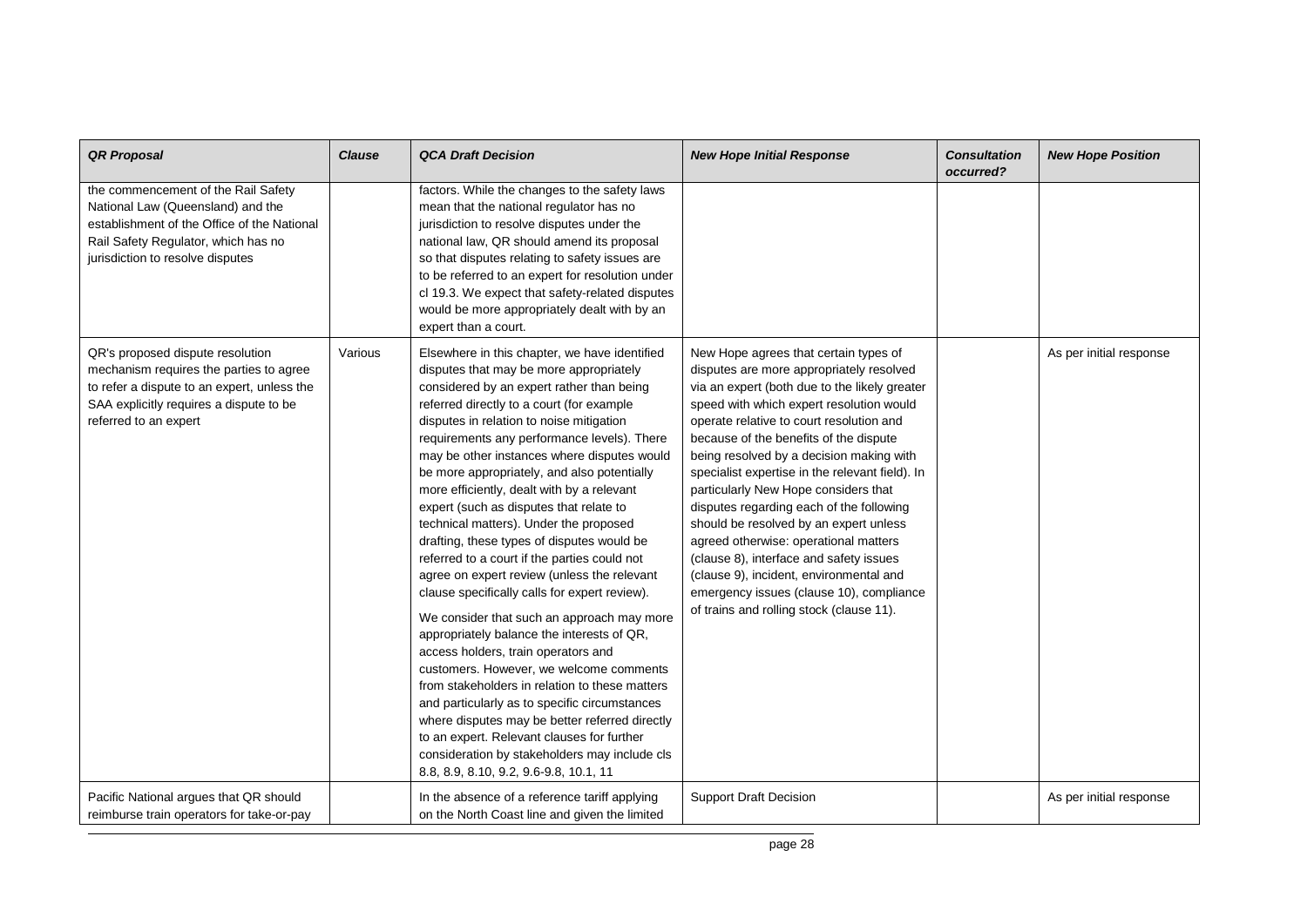| *QR Proposal* | *Clause* | *QCA Draft Decision* | *New Hope Initial Response* | *Consultation occurred?* | *New Hope Position* |
|---|---|---|---|---|---|
| the commencement of the Rail Safety National Law (Queensland) and the establishment of the Office of the National Rail Safety Regulator, which has no jurisdiction to resolve disputes | | factors. While the changes to the safety laws mean that the national regulator has no jurisdiction to resolve disputes under the national law, QR should amend its proposal so that disputes relating to safety issues are to be referred to an expert for resolution under cl 19.3. We expect that safety-related disputes would be more appropriately dealt with by an expert than a court. | | | |
| QR's proposed dispute resolution mechanism requires the parties to agree to refer a dispute to an expert, unless the SAA explicitly requires a dispute to be referred to an expert | Various | Elsewhere in this chapter, we have identified disputes that may be more appropriately considered by an expert rather than being referred directly to a court (for example disputes in relation to noise mitigation requirements any performance levels). There may be other instances where disputes would be more appropriately, and also potentially more efficiently, dealt with by a relevant expert (such as disputes that relate to technical matters). Under the proposed drafting, these types of disputes would be referred to a court if the parties could not agree on expert review (unless the relevant clause specifically calls for expert review).<br><br>We consider that such an approach may more appropriately balance the interests of QR, access holders, train operators and customers. However, we welcome comments from stakeholders in relation to these matters and particularly as to specific circumstances where disputes may be better referred directly to an expert. Relevant clauses for further consideration by stakeholders may include cls 8.8, 8.9, 8.10, 9.2, 9.6-9.8, 10.1, 11 | New Hope agrees that certain types of disputes are more appropriately resolved via an expert (both due to the likely greater speed with which expert resolution would operate relative to court resolution and because of the benefits of the dispute being resolved by a decision making with specialist expertise in the relevant field). In particularly New Hope considers that disputes regarding each of the following should be resolved by an expert unless agreed otherwise: operational matters (clause 8), interface and safety issues (clause 9), incident, environmental and emergency issues (clause 10), compliance of trains and rolling stock (clause 11). | | As per initial response |
| Pacific National argues that QR should reimburse train operators for take-or-pay | | In the absence of a reference tariff applying on the North Coast line and given the limited | Support Draft Decision | | As per initial response |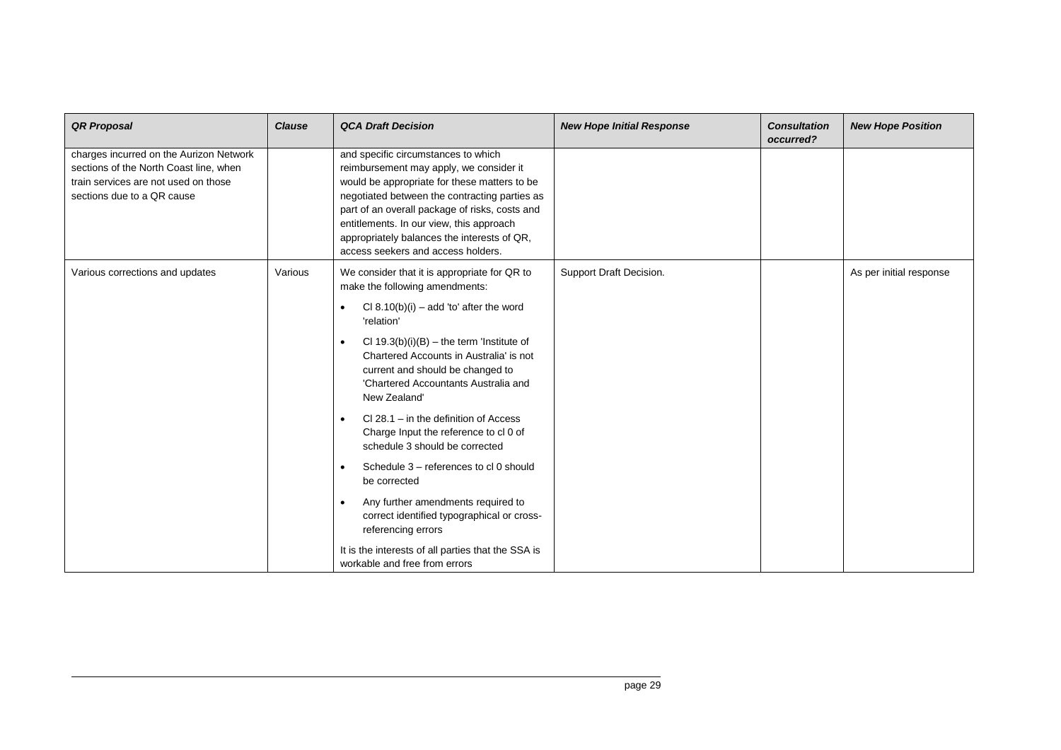| *QR Proposal* | *Clause* | *QCA Draft Decision* | *New Hope Initial Response* | *Consultation occurred?* | *New Hope Position* |
|---|---|---|---|---|---|
| charges incurred on the Aurizon Network sections of the North Coast line, when train services are not used on those sections due to a QR cause | | and specific circumstances to which reimbursement may apply, we consider it would be appropriate for these matters to be negotiated between the contracting parties as part of an overall package of risks, costs and entitlements. In our view, this approach appropriately balances the interests of QR, access seekers and access holders. | | | |
| Various corrections and updates | Various | We consider that it is appropriate for QR to make the following amendments:<br>• Cl 8.10(b)(i) – add 'to' after the word 'relation'<br>• Cl 19.3(b)(i)(B) – the term 'Institute of Chartered Accounts in Australia' is not current and should be changed to 'Chartered Accountants Australia and New Zealand'<br>• Cl 28.1 – in the definition of Access Charge Input the reference to cl 0 of schedule 3 should be corrected<br>• Schedule 3 – references to cl 0 should be corrected<br>• Any further amendments required to correct identified typographical or cross-referencing errors<br>It is the interests of all parties that the SSA is workable and free from errors | Support Draft Decision. | | As per initial response |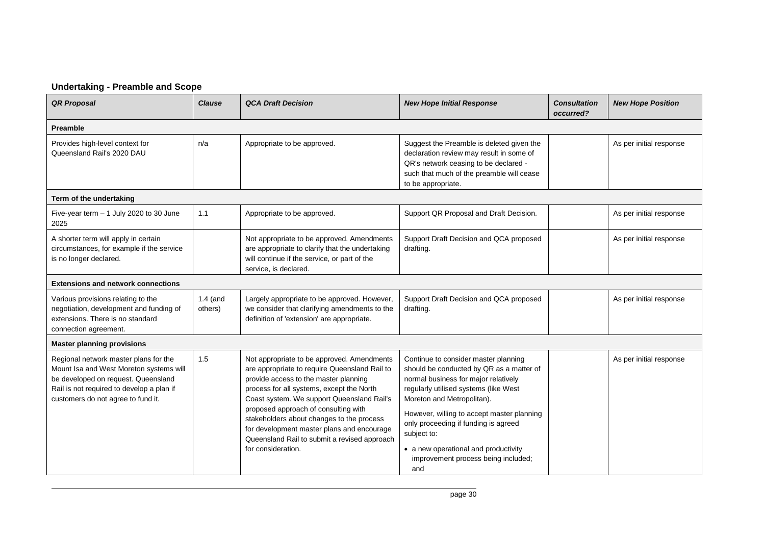## Undertaking - Preamble and Scope

| *QR Proposal* | *Clause* | *QCA Draft Decision* | *New Hope Initial Response* | *Consultation occurred?* | *New Hope Position* |
|---|---|---|---|---|---|
| **Preamble** | | | | | |
| Provides high-level context for Queensland Rail's 2020 DAU | n/a | Appropriate to be approved. | Suggest the Preamble is deleted given the declaration review may result in some of QR's network ceasing to be declared - such that much of the preamble will cease to be appropriate. | | As per initial response |
| **Term of the undertaking** | | | | | |
| Five-year term – 1 July 2020 to 30 June 2025 | 1.1 | Appropriate to be approved. | Support QR Proposal and Draft Decision. | | As per initial response |
| A shorter term will apply in certain circumstances, for example if the service is no longer declared. | | Not appropriate to be approved. Amendments are appropriate to clarify that the undertaking will continue if the service, or part of the service, is declared. | Support Draft Decision and QCA proposed drafting. | | As per initial response |
| **Extensions and network connections** | | | | | |
| Various provisions relating to the negotiation, development and funding of extensions. There is no standard connection agreement. | 1.4 (and others) | Largely appropriate to be approved. However, we consider that clarifying amendments to the definition of 'extension' are appropriate. | Support Draft Decision and QCA proposed drafting. | | As per initial response |
| **Master planning provisions** | | | | | |
| Regional network master plans for the Mount Isa and West Moreton systems will be developed on request. Queensland Rail is not required to develop a plan if customers do not agree to fund it. | 1.5 | Not appropriate to be approved. Amendments are appropriate to require Queensland Rail to provide access to the master planning process for all systems, except the North Coast system. We support Queensland Rail's proposed approach of consulting with stakeholders about changes to the process for development master plans and encourage Queensland Rail to submit a revised approach for consideration. | Continue to consider master planning should be conducted by QR as a matter of normal business for major relatively regularly utilised systems (like West Moreton and Metropolitan).<br><br>However, willing to accept master planning only proceeding if funding is agreed subject to:<br><br>• a new operational and productivity improvement process being included; and | | As per initial response |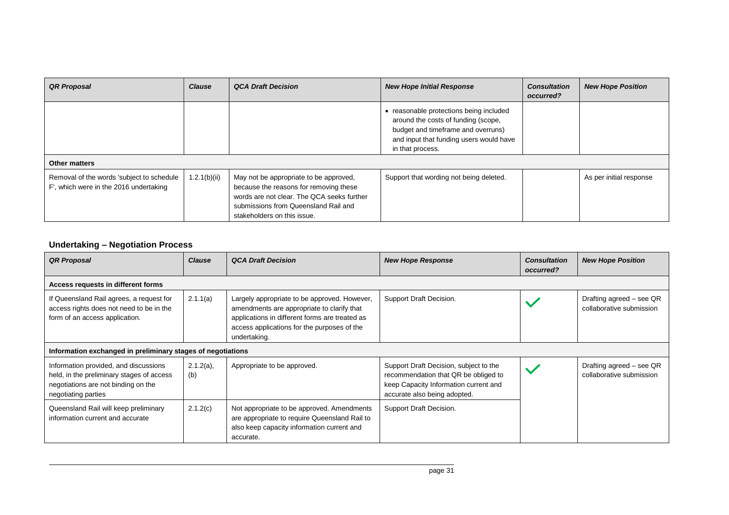| *QR Proposal* | *Clause* | *QCA Draft Decision* | *New Hope Initial Response* | *Consultation occurred?* | *New Hope Position* |
|---|---|---|---|---|---|
| | | | • reasonable protections being included around the costs of funding (scope, budget and timeframe and overruns) and input that funding users would have in that process. | | |
| **Other matters** | | | | | |
| Removal of the words 'subject to schedule F', which were in the 2016 undertaking | 1.2.1(b)(ii) | May not be appropriate to be approved, because the reasons for removing these words are not clear. The QCA seeks further submissions from Queensland Rail and stakeholders on this issue. | Support that wording not being deleted. | | As per initial response |

## Undertaking – Negotiation Process

| *QR Proposal* | *Clause* | *QCA Draft Decision* | *New Hope Response* | *Consultation occurred?* | *New Hope Position* |
|---|---|---|---|---|---|
| **Access requests in different forms** | | | | | |
| If Queensland Rail agrees, a request for access rights does not need to be in the form of an access application. | 2.1.1(a) | Largely appropriate to be approved. However, amendments are appropriate to clarify that applications in different forms are treated as access applications for the purposes of the undertaking. | Support Draft Decision. | ✓ | Drafting agreed – see QR collaborative submission |
| **Information exchanged in preliminary stages of negotiations** | | | | | |
| Information provided, and discussions held, in the preliminary stages of access negotiations are not binding on the negotiating parties | 2.1.2(a), (b) | Appropriate to be approved. | Support Draft Decision, subject to the recommendation that QR be obliged to keep Capacity Information current and accurate also being adopted. | ✓ | Drafting agreed – see QR collaborative submission |
| Queensland Rail will keep preliminary information current and accurate | 2.1.2(c) | Not appropriate to be approved. Amendments are appropriate to require Queensland Rail to also keep capacity information current and accurate. | Support Draft Decision. | | |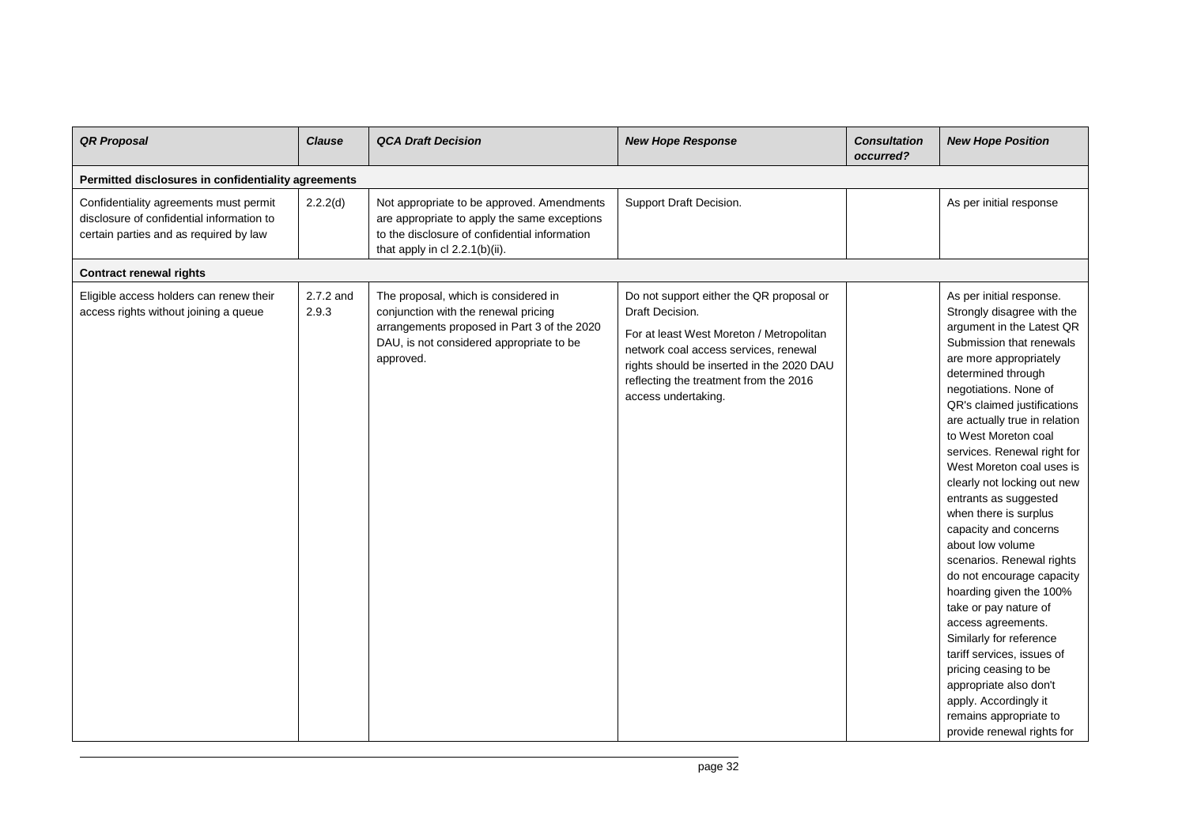| *QR Proposal* | *Clause* | *QCA Draft Decision* | *New Hope Response* | *Consultation occurred?* | *New Hope Position* |
|---|---|---|---|---|---|
| **Permitted disclosures in confidentiality agreements** | | | | | |
| Confidentiality agreements must permit disclosure of confidential information to certain parties and as required by law | 2.2.2(d) | Not appropriate to be approved. Amendments are appropriate to apply the same exceptions to the disclosure of confidential information that apply in cl 2.2.1(b)(ii). | Support Draft Decision. | | As per initial response |
| **Contract renewal rights** | | | | | |
| Eligible access holders can renew their access rights without joining a queue | 2.7.2 and 2.9.3 | The proposal, which is considered in conjunction with the renewal pricing arrangements proposed in Part 3 of the 2020 DAU, is not considered appropriate to be approved. | Do not support either the QR proposal or Draft Decision.<br><br>For at least West Moreton / Metropolitan network coal access services, renewal rights should be inserted in the 2020 DAU reflecting the treatment from the 2016 access undertaking. | | As per initial response. Strongly disagree with the argument in the Latest QR Submission that renewals are more appropriately determined through negotiations. None of QR's claimed justifications are actually true in relation to West Moreton coal services. Renewal right for West Moreton coal uses is clearly not locking out new entrants as suggested when there is surplus capacity and concerns about low volume scenarios. Renewal rights do not encourage capacity hoarding given the 100% take or pay nature of access agreements. Similarly for reference tariff services, issues of pricing ceasing to be appropriate also don't apply. Accordingly it remains appropriate to provide renewal rights for |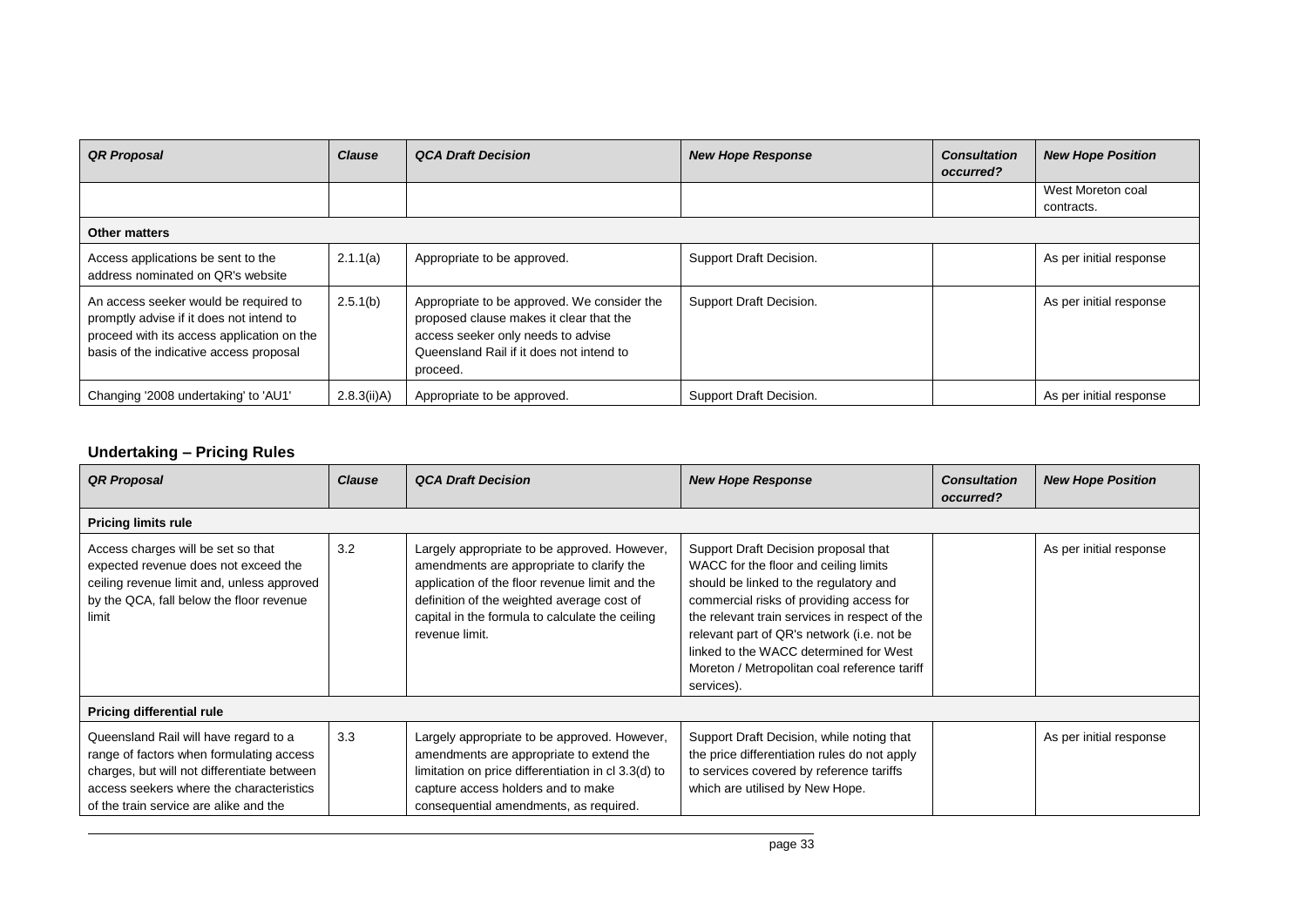| *QR Proposal* | *Clause* | *QCA Draft Decision* | *New Hope Response* | *Consultation occurred?* | *New Hope Position* |
|---|---|---|---|---|---|
| | | | | | West Moreton coal contracts. |
| **Other matters** | | | | | |
| Access applications be sent to the address nominated on QR's website | 2.1.1(a) | Appropriate to be approved. | Support Draft Decision. | | As per initial response |
| An access seeker would be required to promptly advise if it does not intend to proceed with its access application on the basis of the indicative access proposal | 2.5.1(b) | Appropriate to be approved. We consider the proposed clause makes it clear that the access seeker only needs to advise Queensland Rail if it does not intend to proceed. | Support Draft Decision. | | As per initial response |
| Changing '2008 undertaking' to 'AU1' | 2.8.3(ii)A) | Appropriate to be approved. | Support Draft Decision. | | As per initial response |

## Undertaking – Pricing Rules

| *QR Proposal* | *Clause* | *QCA Draft Decision* | *New Hope Response* | *Consultation occurred?* | *New Hope Position* |
|---|---|---|---|---|---|
| **Pricing limits rule** | | | | | |
| Access charges will be set so that expected revenue does not exceed the ceiling revenue limit and, unless approved by the QCA, fall below the floor revenue limit | 3.2 | Largely appropriate to be approved. However, amendments are appropriate to clarify the application of the floor revenue limit and the definition of the weighted average cost of capital in the formula to calculate the ceiling revenue limit. | Support Draft Decision proposal that WACC for the floor and ceiling limits should be linked to the regulatory and commercial risks of providing access for the relevant train services in respect of the relevant part of QR's network (i.e. not be linked to the WACC determined for West Moreton / Metropolitan coal reference tariff services). | | As per initial response |
| **Pricing differential rule** | | | | | |
| Queensland Rail will have regard to a range of factors when formulating access charges, but will not differentiate between access seekers where the characteristics of the train service are alike and the | 3.3 | Largely appropriate to be approved. However, amendments are appropriate to extend the limitation on price differentiation in cl 3.3(d) to capture access holders and to make consequential amendments, as required. | Support Draft Decision, while noting that the price differentiation rules do not apply to services covered by reference tariffs which are utilised by New Hope. | | As per initial response |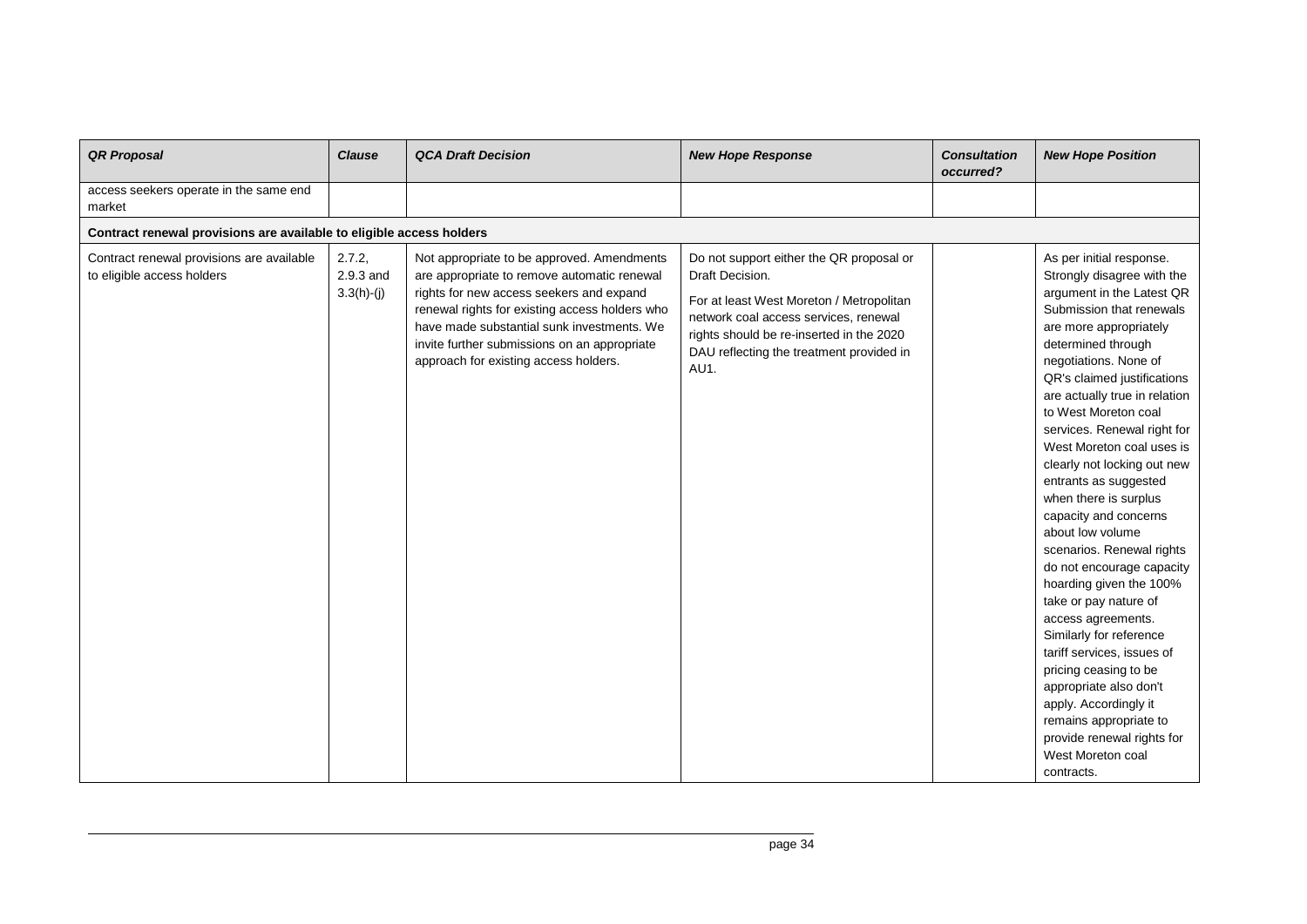| *QR Proposal* | *Clause* | *QCA Draft Decision* | *New Hope Response* | *Consultation occurred?* | *New Hope Position* |
|---|---|---|---|---|---|
| access seekers operate in the same end market | | | | | |
| **Contract renewal provisions are available to eligible access holders** | | | | | |
| Contract renewal provisions are available to eligible access holders | 2.7.2, 2.9.3 and 3.3(h)-(j) | Not appropriate to be approved. Amendments are appropriate to remove automatic renewal rights for new access seekers and expand renewal rights for existing access holders who have made substantial sunk investments. We invite further submissions on an appropriate approach for existing access holders. | Do not support either the QR proposal or Draft Decision.<br><br>For at least West Moreton / Metropolitan network coal access services, renewal rights should be re-inserted in the 2020 DAU reflecting the treatment provided in AU1. | | As per initial response. Strongly disagree with the argument in the Latest QR Submission that renewals are more appropriately determined through negotiations. None of QR's claimed justifications are actually true in relation to West Moreton coal services. Renewal right for West Moreton coal uses is clearly not locking out new entrants as suggested when there is surplus capacity and concerns about low volume scenarios. Renewal rights do not encourage capacity hoarding given the 100% take or pay nature of access agreements. Similarly for reference tariff services, issues of pricing ceasing to be appropriate also don't apply. Accordingly it remains appropriate to provide renewal rights for West Moreton coal contracts. |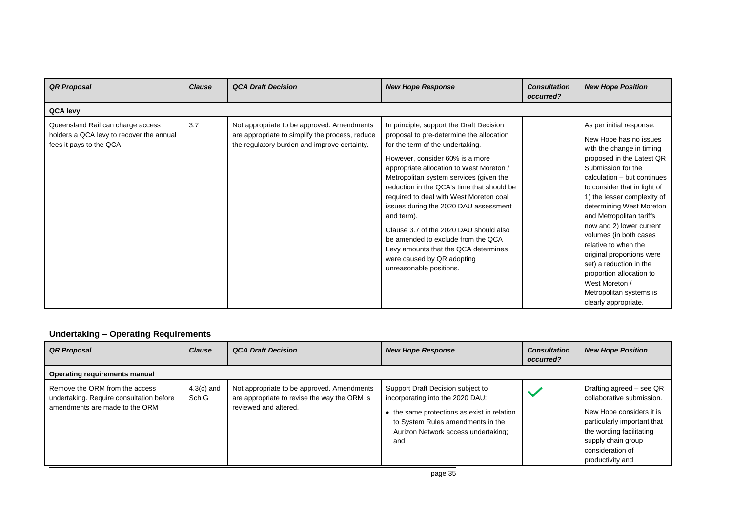| *QR Proposal* | *Clause* | *QCA Draft Decision* | *New Hope Response* | *Consultation occurred?* | *New Hope Position* |
|---|---|---|---|---|---|
| **QCA levy** | | | | | |
| Queensland Rail can charge access holders a QCA levy to recover the annual fees it pays to the QCA | 3.7 | Not appropriate to be approved. Amendments are appropriate to simplify the process, reduce the regulatory burden and improve certainty. | In principle, support the Draft Decision proposal to pre-determine the allocation for the term of the undertaking.<br><br>However, consider 60% is a more appropriate allocation to West Moreton / Metropolitan system services (given the reduction in the QCA's time that should be required to deal with West Moreton coal issues during the 2020 DAU assessment and term).<br><br>Clause 3.7 of the 2020 DAU should also be amended to exclude from the QCA Levy amounts that the QCA determines were caused by QR adopting unreasonable positions. | | As per initial response.<br><br>New Hope has no issues with the change in timing proposed in the Latest QR Submission for the calculation – but continues to consider that in light of 1) the lesser complexity of determining West Moreton and Metropolitan tariffs now and 2) lower current volumes (in both cases relative to when the original proportions were set) a reduction in the proportion allocation to West Moreton / Metropolitan systems is clearly appropriate. |

## Undertaking – Operating Requirements

| *QR Proposal* | *Clause* | *QCA Draft Decision* | *New Hope Response* | *Consultation occurred?* | *New Hope Position* |
|---|---|---|---|---|---|
| **Operating requirements manual** | | | | | |
| Remove the ORM from the access undertaking. Require consultation before amendments are made to the ORM | 4.3(c) and Sch G | Not appropriate to be approved. Amendments are appropriate to revise the way the ORM is reviewed and altered. | Support Draft Decision subject to incorporating into the 2020 DAU:<br><br>• the same protections as exist in relation to System Rules amendments in the Aurizon Network access undertaking; and | ✓ | Drafting agreed – see QR collaborative submission.<br><br>New Hope considers it is particularly important that the wording facilitating supply chain group consideration of productivity and |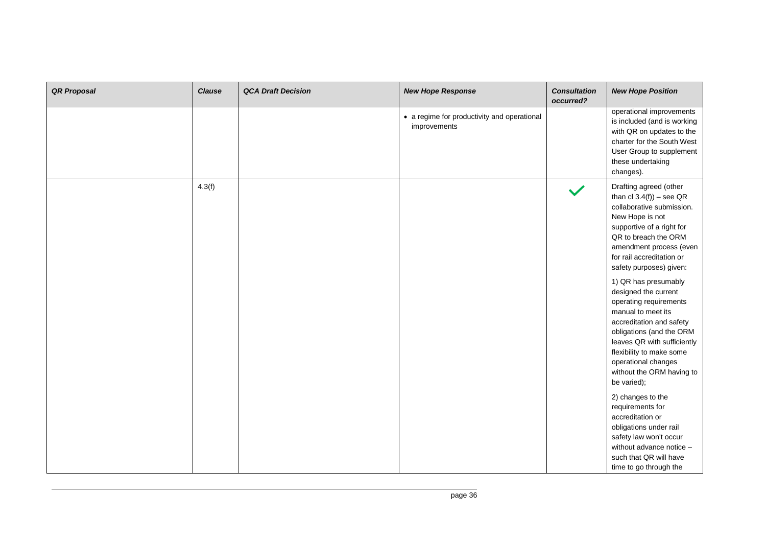| QR Proposal | Clause | QCA Draft Decision | New Hope Response | Consultation occurred? | New Hope Position |
|---|---|---|---|---|---|
| | | | • a regime for productivity and operational improvements | | operational improvements is included (and is working with QR on updates to the charter for the South West User Group to supplement these undertaking changes). |
| | 4.3(f) | | | ✓ | Drafting agreed (other than cl 3.4(f)) – see QR collaborative submission. New Hope is not supportive of a right for QR to breach the ORM amendment process (even for rail accreditation or safety purposes) given:<br><br>1) QR has presumably designed the current operating requirements manual to meet its accreditation and safety obligations (and the ORM leaves QR with sufficiently flexibility to make some operational changes without the ORM having to be varied);<br><br>2) changes to the requirements for accreditation or obligations under rail safety law won't occur without advance notice – such that QR will have time to go through the |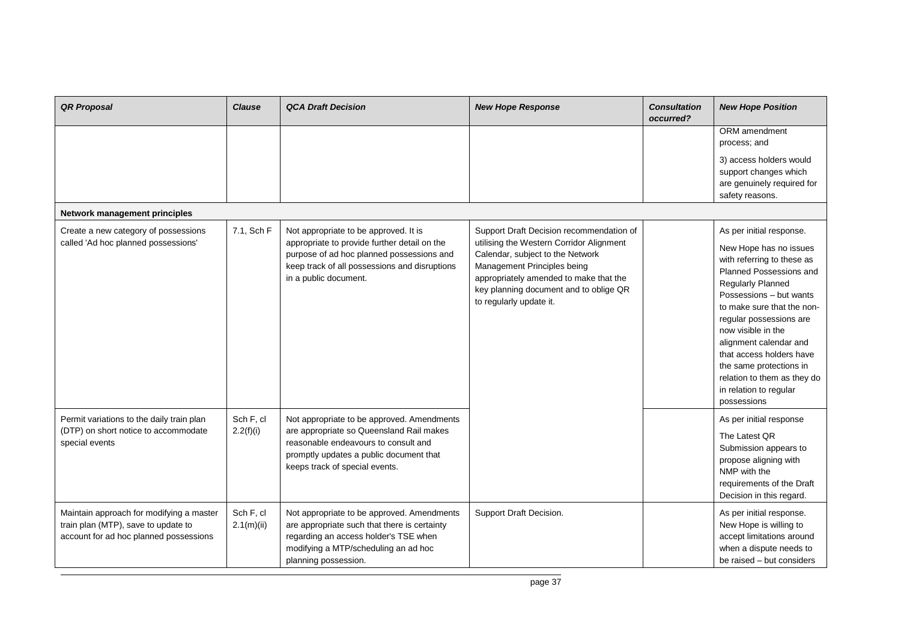| *QR Proposal* | *Clause* | *QCA Draft Decision* | *New Hope Response* | *Consultation occurred?* | *New Hope Position* |
|---|---|---|---|---|---|
| | | | | | ORM amendment process; and<br><br>3) access holders would support changes which are genuinely required for safety reasons. |
| **Network management principles** | | | | | |
| Create a new category of possessions called 'Ad hoc planned possessions' | 7.1, Sch F | Not appropriate to be approved. It is appropriate to provide further detail on the purpose of ad hoc planned possessions and keep track of all possessions and disruptions in a public document. | Support Draft Decision recommendation of utilising the Western Corridor Alignment Calendar, subject to the Network Management Principles being appropriately amended to make that the key planning document and to oblige QR to regularly update it. | | As per initial response.<br><br>New Hope has no issues with referring to these as Planned Possessions and Regularly Planned Possessions – but wants to make sure that the non-regular possessions are now visible in the alignment calendar and that access holders have the same protections in relation to them as they do in relation to regular possessions |
| Permit variations to the daily train plan (DTP) on short notice to accommodate special events | Sch F, cl 2.2(f)(i) | Not appropriate to be approved. Amendments are appropriate so Queensland Rail makes reasonable endeavours to consult and promptly updates a public document that keeps track of special events. | | | As per initial response<br><br>The Latest QR Submission appears to propose aligning with NMP with the requirements of the Draft Decision in this regard. |
| Maintain approach for modifying a master train plan (MTP), save to update to account for ad hoc planned possessions | Sch F, cl 2.1(m)(ii) | Not appropriate to be approved. Amendments are appropriate such that there is certainty regarding an access holder's TSE when modifying a MTP/scheduling an ad hoc planning possession. | Support Draft Decision. | | As per initial response. New Hope is willing to accept limitations around when a dispute needs to be raised – but considers |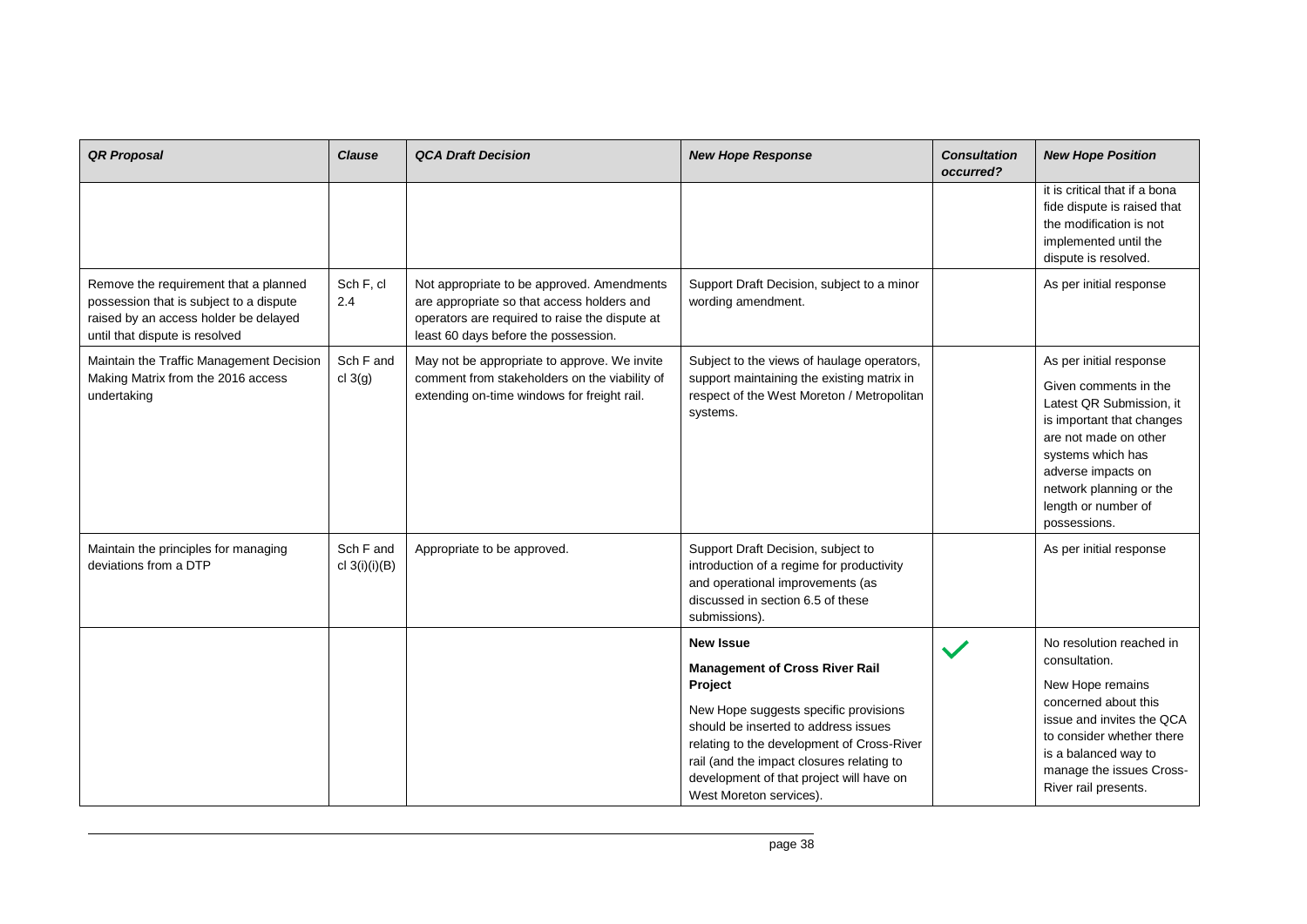| *QR Proposal* | *Clause* | *QCA Draft Decision* | *New Hope Response* | *Consultation occurred?* | *New Hope Position* |
|---|---|---|---|---|---|
| | | | | | it is critical that if a bona fide dispute is raised that the modification is not implemented until the dispute is resolved. |
| Remove the requirement that a planned possession that is subject to a dispute raised by an access holder be delayed until that dispute is resolved | Sch F, cl 2.4 | Not appropriate to be approved. Amendments are appropriate so that access holders and operators are required to raise the dispute at least 60 days before the possession. | Support Draft Decision, subject to a minor wording amendment. | | As per initial response |
| Maintain the Traffic Management Decision Making Matrix from the 2016 access undertaking | Sch F and cl 3(g) | May not be appropriate to approve. We invite comment from stakeholders on the viability of extending on-time windows for freight rail. | Subject to the views of haulage operators, support maintaining the existing matrix in respect of the West Moreton / Metropolitan systems. | | As per initial response<br><br>Given comments in the Latest QR Submission, it is important that changes are not made on other systems which has adverse impacts on network planning or the length or number of possessions. |
| Maintain the principles for managing deviations from a DTP | Sch F and cl 3(i)(i)(B) | Appropriate to be approved. | Support Draft Decision, subject to introduction of a regime for productivity and operational improvements (as discussed in section 6.5 of these submissions). | | As per initial response |
| | | | **New Issue**<br><br>**Management of Cross River Rail Project**<br><br>New Hope suggests specific provisions should be inserted to address issues relating to the development of Cross-River rail (and the impact closures relating to development of that project will have on West Moreton services). | ✓ | No resolution reached in consultation.<br><br>New Hope remains concerned about this issue and invites the QCA to consider whether there is a balanced way to manage the issues Cross-River rail presents. |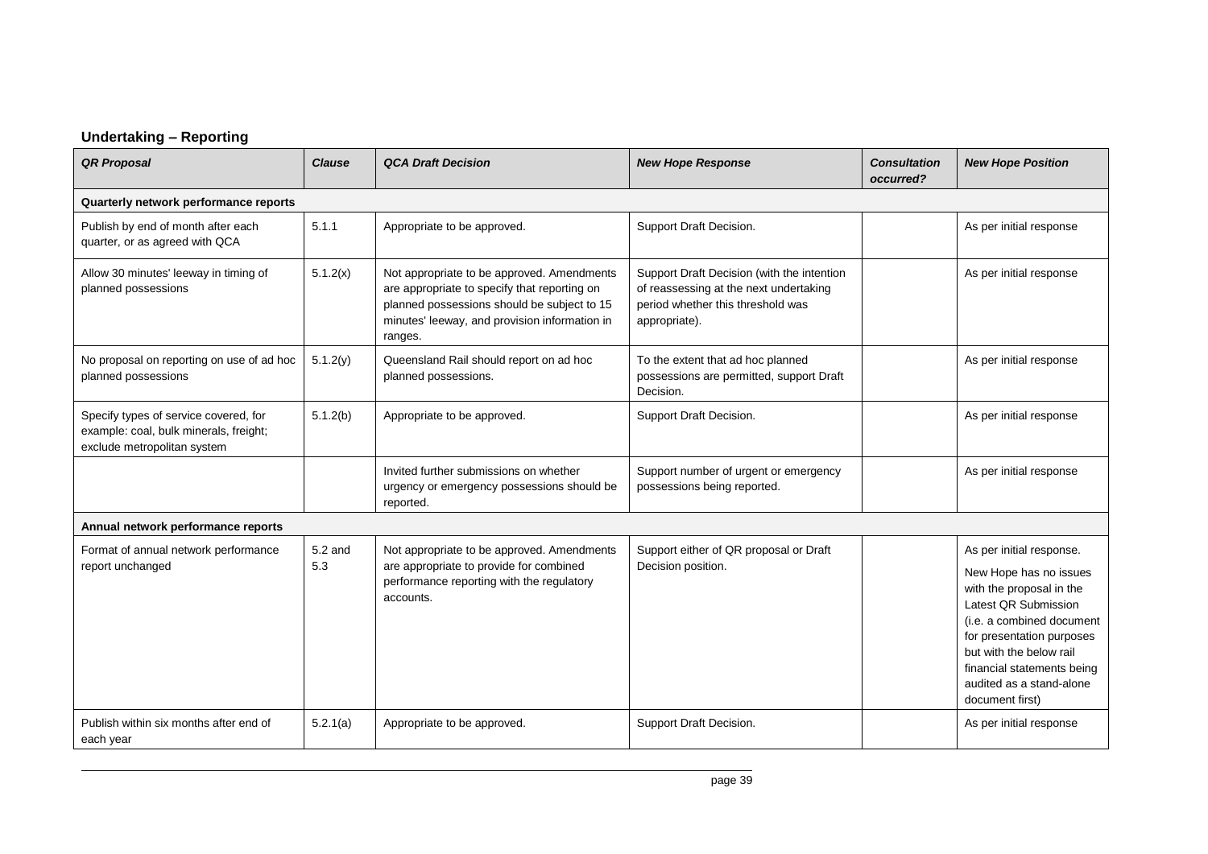## Undertaking – Reporting

| *QR Proposal* | *Clause* | *QCA Draft Decision* | *New Hope Response* | *Consultation occurred?* | *New Hope Position* |
|---|---|---|---|---|---|
| **Quarterly network performance reports** | | | | | |
| Publish by end of month after each quarter, or as agreed with QCA | 5.1.1 | Appropriate to be approved. | Support Draft Decision. | | As per initial response |
| Allow 30 minutes' leeway in timing of planned possessions | 5.1.2(x) | Not appropriate to be approved. Amendments are appropriate to specify that reporting on planned possessions should be subject to 15 minutes' leeway, and provision information in ranges. | Support Draft Decision (with the intention of reassessing at the next undertaking period whether this threshold was appropriate). | | As per initial response |
| No proposal on reporting on use of ad hoc planned possessions | 5.1.2(y) | Queensland Rail should report on ad hoc planned possessions. | To the extent that ad hoc planned possessions are permitted, support Draft Decision. | | As per initial response |
| Specify types of service covered, for example: coal, bulk minerals, freight; exclude metropolitan system | 5.1.2(b) | Appropriate to be approved. | Support Draft Decision. | | As per initial response |
| | | Invited further submissions on whether urgency or emergency possessions should be reported. | Support number of urgent or emergency possessions being reported. | | As per initial response |
| **Annual network performance reports** | | | | | |
| Format of annual network performance report unchanged | 5.2 and 5.3 | Not appropriate to be approved. Amendments are appropriate to provide for combined performance reporting with the regulatory accounts. | Support either of QR proposal or Draft Decision position. | | As per initial response.<br><br>New Hope has no issues with the proposal in the Latest QR Submission (i.e. a combined document for presentation purposes but with the below rail financial statements being audited as a stand-alone document first) |
| Publish within six months after end of each year | 5.2.1(a) | Appropriate to be approved. | Support Draft Decision. | | As per initial response |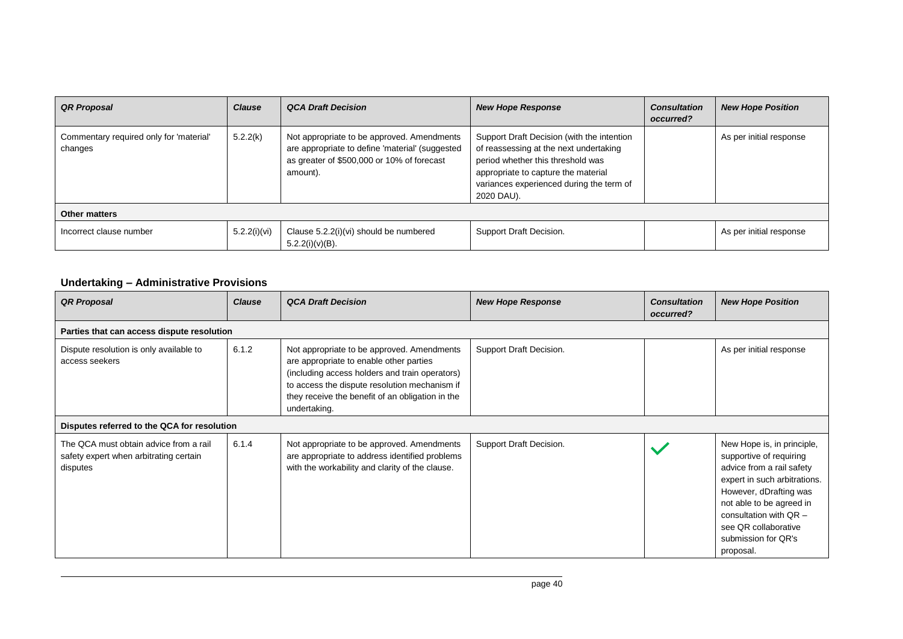| *QR Proposal* | *Clause* | *QCA Draft Decision* | *New Hope Response* | *Consultation occurred?* | *New Hope Position* |
|---|---|---|---|---|---|
| Commentary required only for 'material' changes | 5.2.2(k) | Not appropriate to be approved. Amendments are appropriate to define 'material' (suggested as greater of $500,000 or 10% of forecast amount). | Support Draft Decision (with the intention of reassessing at the next undertaking period whether this threshold was appropriate to capture the material variances experienced during the term of 2020 DAU). | | As per initial response |
| **Other matters** | | | | | |
| Incorrect clause number | 5.2.2(i)(vi) | Clause 5.2.2(i)(vi) should be numbered 5.2.2(i)(v)(B). | Support Draft Decision. | | As per initial response |

## Undertaking – Administrative Provisions

| *QR Proposal* | *Clause* | *QCA Draft Decision* | *New Hope Response* | *Consultation occurred?* | *New Hope Position* |
|---|---|---|---|---|---|
| **Parties that can access dispute resolution** | | | | | |
| Dispute resolution is only available to access seekers | 6.1.2 | Not appropriate to be approved. Amendments are appropriate to enable other parties (including access holders and train operators) to access the dispute resolution mechanism if they receive the benefit of an obligation in the undertaking. | Support Draft Decision. | | As per initial response |
| **Disputes referred to the QCA for resolution** | | | | | |
| The QCA must obtain advice from a rail safety expert when arbitrating certain disputes | 6.1.4 | Not appropriate to be approved. Amendments are appropriate to address identified problems with the workability and clarity of the clause. | Support Draft Decision. | ✓ | New Hope is, in principle, supportive of requiring advice from a rail safety expert in such arbitrations. However, dDrafting was not able to be agreed in consultation with QR – see QR collaborative submission for QR's proposal. |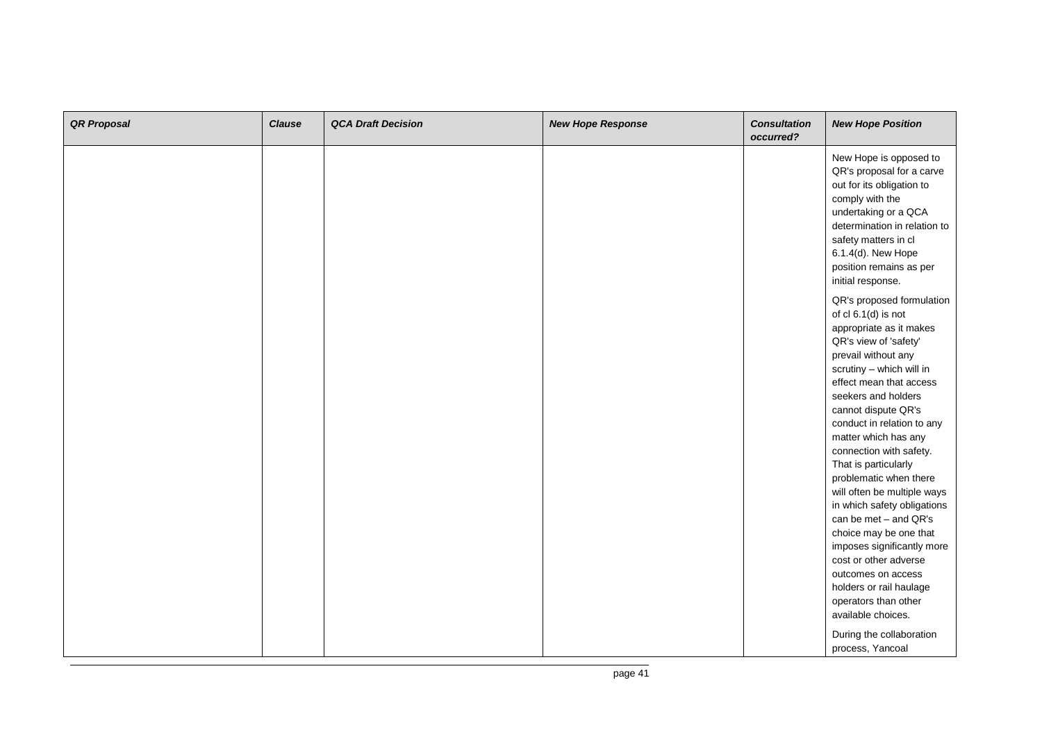| *QR Proposal* | *Clause* | *QCA Draft Decision* | *New Hope Response* | *Consultation occurred?* | *New Hope Position* |
|---|---|---|---|---|---|
| | | | | | New Hope is opposed to QR's proposal for a carve out for its obligation to comply with the undertaking or a QCA determination in relation to safety matters in cl 6.1.4(d). New Hope position remains as per initial response.<br><br>QR's proposed formulation of cl 6.1(d) is not appropriate as it makes QR's view of 'safety' prevail without any scrutiny – which will in effect mean that access seekers and holders cannot dispute QR's conduct in relation to any matter which has any connection with safety. That is particularly problematic when there will often be multiple ways in which safety obligations can be met – and QR's choice may be one that imposes significantly more cost or other adverse outcomes on access holders or rail haulage operators than other available choices.<br><br>During the collaboration process, Yancoal |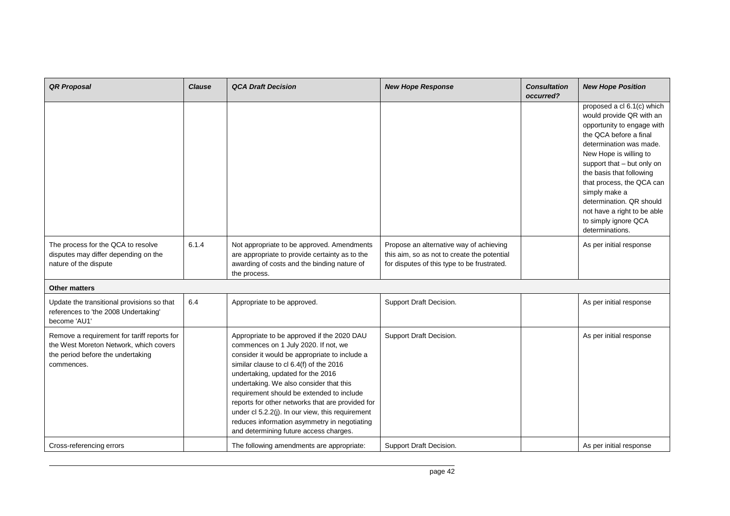| *QR Proposal* | *Clause* | *QCA Draft Decision* | *New Hope Response* | *Consultation occurred?* | *New Hope Position* |
|---|---|---|---|---|---|
| | | | | | proposed a cl 6.1(c) which would provide QR with an opportunity to engage with the QCA before a final determination was made. New Hope is willing to support that – but only on the basis that following that process, the QCA can simply make a determination. QR should not have a right to be able to simply ignore QCA determinations. |
| The process for the QCA to resolve disputes may differ depending on the nature of the dispute | 6.1.4 | Not appropriate to be approved. Amendments are appropriate to provide certainty as to the awarding of costs and the binding nature of the process. | Propose an alternative way of achieving this aim, so as not to create the potential for disputes of this type to be frustrated. | | As per initial response |
| **Other matters** | | | | | |
| Update the transitional provisions so that references to 'the 2008 Undertaking' become 'AU1' | 6.4 | Appropriate to be approved. | Support Draft Decision. | | As per initial response |
| Remove a requirement for tariff reports for the West Moreton Network, which covers the period before the undertaking commences. | | Appropriate to be approved if the 2020 DAU commences on 1 July 2020. If not, we consider it would be appropriate to include a similar clause to cl 6.4(f) of the 2016 undertaking, updated for the 2016 undertaking. We also consider that this requirement should be extended to include reports for other networks that are provided for under cl 5.2.2(j). In our view, this requirement reduces information asymmetry in negotiating and determining future access charges. | Support Draft Decision. | | As per initial response |
| Cross-referencing errors | | The following amendments are appropriate: | Support Draft Decision. | | As per initial response |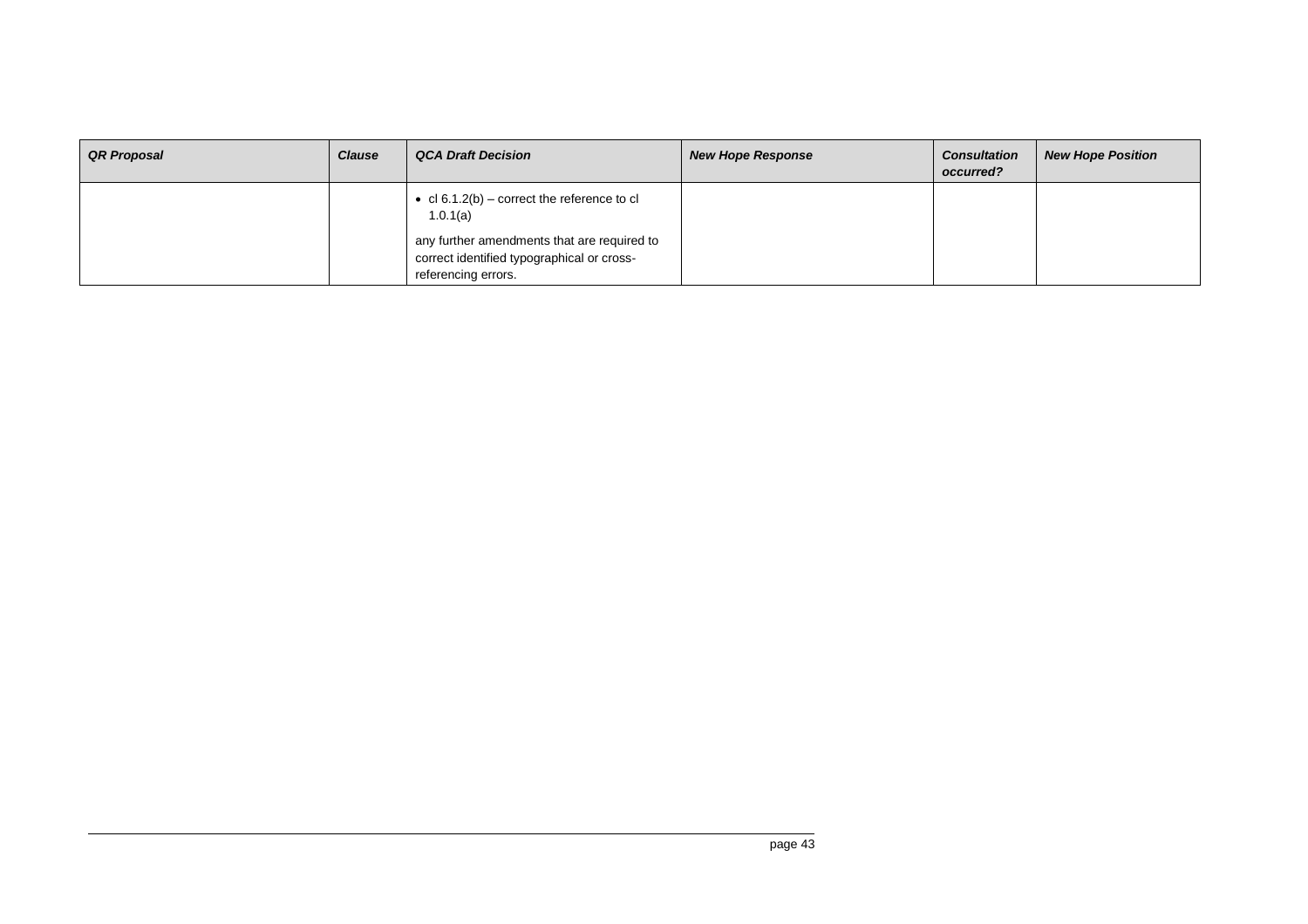| *QR Proposal* | *Clause* | *QCA Draft Decision* | *New Hope Response* | *Consultation occurred?* | *New Hope Position* |
|---|---|---|---|---|---|
| | | • cl 6.1.2(b) – correct the reference to cl 1.0.1(a)<br><br>any further amendments that are required to correct identified typographical or cross-referencing errors. | | | |